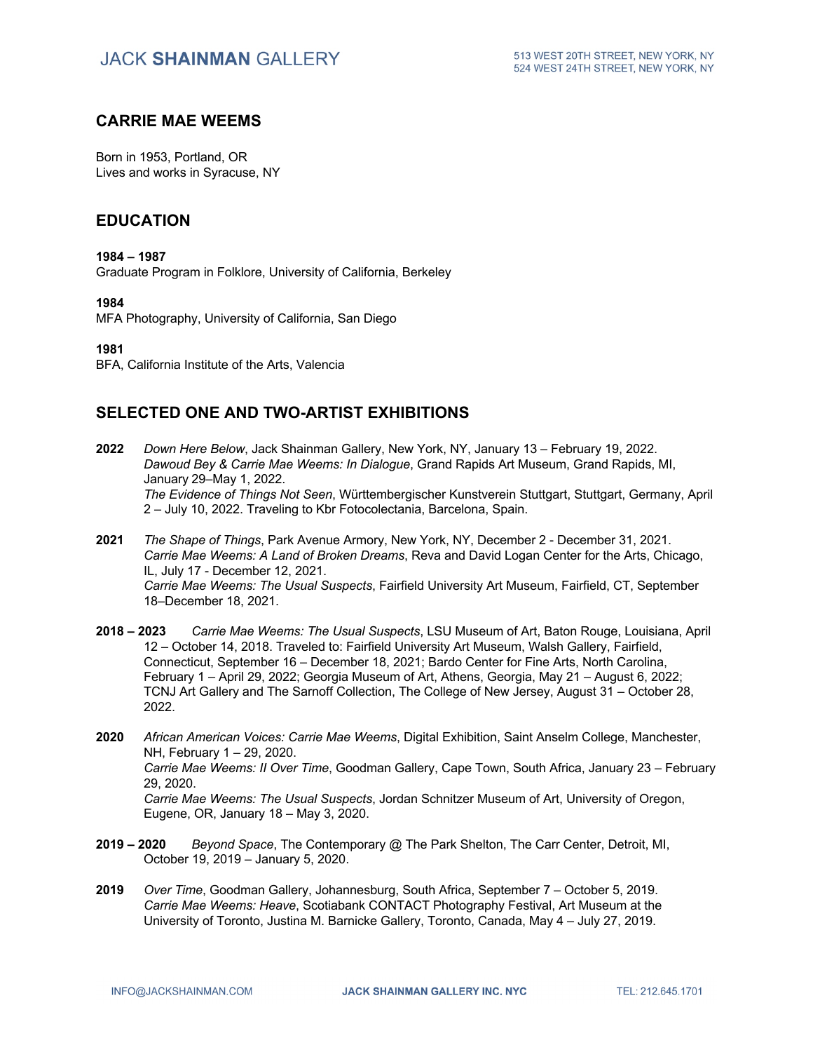# CARRIE MAE WEEMS

Born in 1953, Portland, OR
Lives and works in Syracuse, NY

## EDUCATION

**1984 – 1987**
Graduate Program in Folklore, University of California, Berkeley

**1984**
MFA Photography, University of California, San Diego

**1981**
BFA, California Institute of the Arts, Valencia

## SELECTED ONE AND TWO-ARTIST EXHIBITIONS

**2022** *Down Here Below*, Jack Shainman Gallery, New York, NY, January 13 – February 19, 2022.
*Dawoud Bey & Carrie Mae Weems: In Dialogue*, Grand Rapids Art Museum, Grand Rapids, MI, January 29–May 1, 2022.
*The Evidence of Things Not Seen*, Württembergischer Kunstverein Stuttgart, Stuttgart, Germany, April 2 – July 10, 2022. Traveling to Kbr Fotocolectania, Barcelona, Spain.

**2021** *The Shape of Things*, Park Avenue Armory, New York, NY, December 2 - December 31, 2021.
*Carrie Mae Weems: A Land of Broken Dreams*, Reva and David Logan Center for the Arts, Chicago, IL, July 17 - December 12, 2021.
*Carrie Mae Weems: The Usual Suspects*, Fairfield University Art Museum, Fairfield, CT, September 18–December 18, 2021.

**2018 – 2023** *Carrie Mae Weems: The Usual Suspects*, LSU Museum of Art, Baton Rouge, Louisiana, April 12 – October 14, 2018. Traveled to: Fairfield University Art Museum, Walsh Gallery, Fairfield, Connecticut, September 16 – December 18, 2021; Bardo Center for Fine Arts, North Carolina, February 1 – April 29, 2022; Georgia Museum of Art, Athens, Georgia, May 21 – August 6, 2022; TCNJ Art Gallery and The Sarnoff Collection, The College of New Jersey, August 31 – October 28, 2022.

**2020** *African American Voices: Carrie Mae Weems*, Digital Exhibition, Saint Anselm College, Manchester, NH, February 1 – 29, 2020.
*Carrie Mae Weems: II Over Time*, Goodman Gallery, Cape Town, South Africa, January 23 – February 29, 2020.
*Carrie Mae Weems: The Usual Suspects*, Jordan Schnitzer Museum of Art, University of Oregon, Eugene, OR, January 18 – May 3, 2020.

**2019 – 2020** *Beyond Space*, The Contemporary @ The Park Shelton, The Carr Center, Detroit, MI, October 19, 2019 – January 5, 2020.

**2019** *Over Time*, Goodman Gallery, Johannesburg, South Africa, September 7 – October 5, 2019.
*Carrie Mae Weems: Heave*, Scotiabank CONTACT Photography Festival, Art Museum at the University of Toronto, Justina M. Barnicke Gallery, Toronto, Canada, May 4 – July 27, 2019.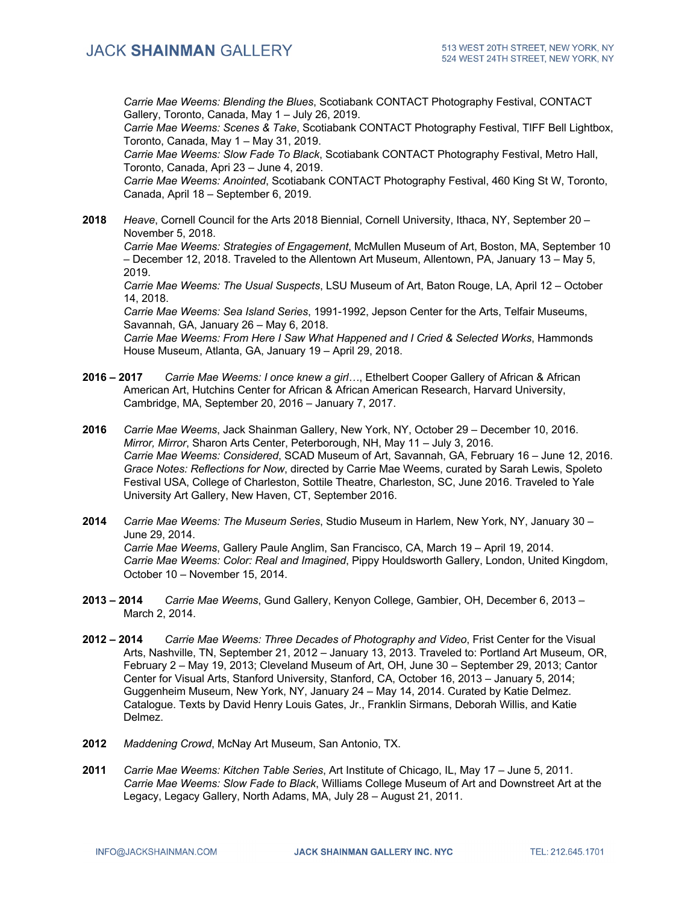*Carrie Mae Weems: Blending the Blues*, Scotiabank CONTACT Photography Festival, CONTACT Gallery, Toronto, Canada, May 1 – July 26, 2019.
*Carrie Mae Weems: Scenes & Take*, Scotiabank CONTACT Photography Festival, TIFF Bell Lightbox, Toronto, Canada, May 1 – May 31, 2019.
*Carrie Mae Weems: Slow Fade To Black*, Scotiabank CONTACT Photography Festival, Metro Hall, Toronto, Canada, Apri 23 – June 4, 2019.
*Carrie Mae Weems: Anointed*, Scotiabank CONTACT Photography Festival, 460 King St W, Toronto, Canada, April 18 – September 6, 2019.

**2018** *Heave*, Cornell Council for the Arts 2018 Biennial, Cornell University, Ithaca, NY, September 20 – November 5, 2018.
*Carrie Mae Weems: Strategies of Engagement*, McMullen Museum of Art, Boston, MA, September 10 – December 12, 2018. Traveled to the Allentown Art Museum, Allentown, PA, January 13 – May 5, 2019.
*Carrie Mae Weems: The Usual Suspects*, LSU Museum of Art, Baton Rouge, LA, April 12 – October 14, 2018.
*Carrie Mae Weems: Sea Island Series*, 1991-1992, Jepson Center for the Arts, Telfair Museums, Savannah, GA, January 26 – May 6, 2018.
*Carrie Mae Weems: From Here I Saw What Happened and I Cried & Selected Works*, Hammonds House Museum, Atlanta, GA, January 19 – April 29, 2018.

**2016 – 2017** *Carrie Mae Weems: I once knew a girl…*, Ethelbert Cooper Gallery of African & African American Art, Hutchins Center for African & African American Research, Harvard University, Cambridge, MA, September 20, 2016 – January 7, 2017.

**2016** *Carrie Mae Weems*, Jack Shainman Gallery, New York, NY, October 29 – December 10, 2016.
*Mirror, Mirror*, Sharon Arts Center, Peterborough, NH, May 11 – July 3, 2016.
*Carrie Mae Weems: Considered*, SCAD Museum of Art, Savannah, GA, February 16 – June 12, 2016.
*Grace Notes: Reflections for Now*, directed by Carrie Mae Weems, curated by Sarah Lewis, Spoleto Festival USA, College of Charleston, Sottile Theatre, Charleston, SC, June 2016. Traveled to Yale University Art Gallery, New Haven, CT, September 2016.

**2014** *Carrie Mae Weems: The Museum Series*, Studio Museum in Harlem, New York, NY, January 30 – June 29, 2014.
*Carrie Mae Weems*, Gallery Paule Anglim, San Francisco, CA, March 19 – April 19, 2014.
*Carrie Mae Weems: Color: Real and Imagined*, Pippy Houldsworth Gallery, London, United Kingdom, October 10 – November 15, 2014.

**2013 – 2014** *Carrie Mae Weems*, Gund Gallery, Kenyon College, Gambier, OH, December 6, 2013 – March 2, 2014.

**2012 – 2014** *Carrie Mae Weems: Three Decades of Photography and Video*, Frist Center for the Visual Arts, Nashville, TN, September 21, 2012 – January 13, 2013. Traveled to: Portland Art Museum, OR, February 2 – May 19, 2013; Cleveland Museum of Art, OH, June 30 – September 29, 2013; Cantor Center for Visual Arts, Stanford University, Stanford, CA, October 16, 2013 – January 5, 2014; Guggenheim Museum, New York, NY, January 24 – May 14, 2014. Curated by Katie Delmez. Catalogue. Texts by David Henry Louis Gates, Jr., Franklin Sirmans, Deborah Willis, and Katie Delmez.

**2012** *Maddening Crowd*, McNay Art Museum, San Antonio, TX.

**2011** *Carrie Mae Weems: Kitchen Table Series*, Art Institute of Chicago, IL, May 17 – June 5, 2011.
*Carrie Mae Weems: Slow Fade to Black*, Williams College Museum of Art and Downstreet Art at the Legacy, Legacy Gallery, North Adams, MA, July 28 – August 21, 2011.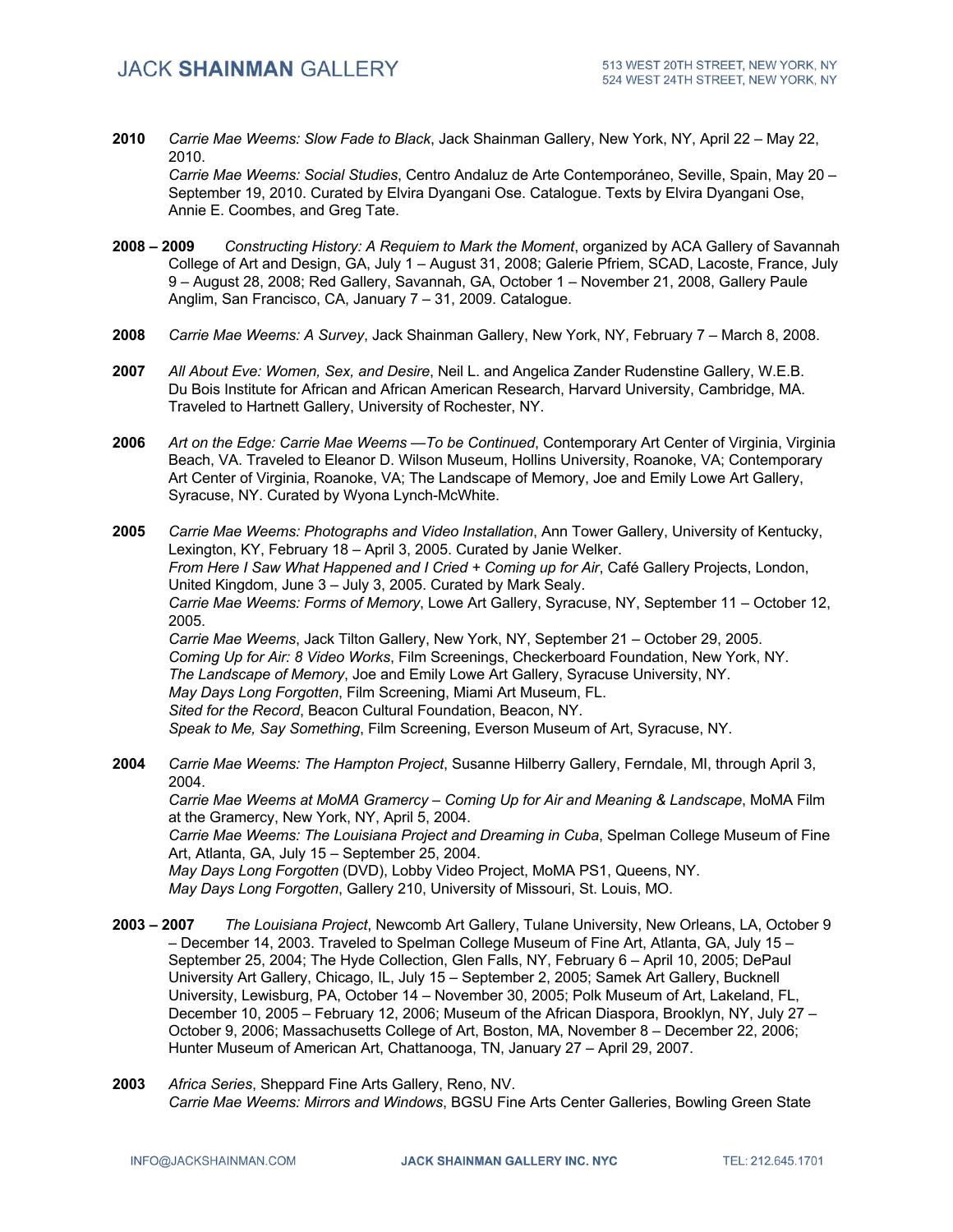**2010** *Carrie Mae Weems: Slow Fade to Black*, Jack Shainman Gallery, New York, NY, April 22 – May 22, 2010.
*Carrie Mae Weems: Social Studies*, Centro Andaluz de Arte Contemporáneo, Seville, Spain, May 20 – September 19, 2010. Curated by Elvira Dyangani Ose. Catalogue. Texts by Elvira Dyangani Ose, Annie E. Coombes, and Greg Tate.

**2008 – 2009** *Constructing History: A Requiem to Mark the Moment*, organized by ACA Gallery of Savannah College of Art and Design, GA, July 1 – August 31, 2008; Galerie Pfriem, SCAD, Lacoste, France, July 9 – August 28, 2008; Red Gallery, Savannah, GA, October 1 – November 21, 2008, Gallery Paule Anglim, San Francisco, CA, January 7 – 31, 2009. Catalogue.

**2008** *Carrie Mae Weems: A Survey*, Jack Shainman Gallery, New York, NY, February 7 – March 8, 2008.

**2007** *All About Eve: Women, Sex, and Desire*, Neil L. and Angelica Zander Rudenstine Gallery, W.E.B. Du Bois Institute for African and African American Research, Harvard University, Cambridge, MA. Traveled to Hartnett Gallery, University of Rochester, NY.

**2006** *Art on the Edge: Carrie Mae Weems —To be Continued*, Contemporary Art Center of Virginia, Virginia Beach, VA. Traveled to Eleanor D. Wilson Museum, Hollins University, Roanoke, VA; Contemporary Art Center of Virginia, Roanoke, VA; The Landscape of Memory, Joe and Emily Lowe Art Gallery, Syracuse, NY. Curated by Wyona Lynch-McWhite.

**2005** *Carrie Mae Weems: Photographs and Video Installation*, Ann Tower Gallery, University of Kentucky, Lexington, KY, February 18 – April 3, 2005. Curated by Janie Welker.
*From Here I Saw What Happened and I Cried + Coming up for Air*, Café Gallery Projects, London, United Kingdom, June 3 – July 3, 2005. Curated by Mark Sealy.
*Carrie Mae Weems: Forms of Memory*, Lowe Art Gallery, Syracuse, NY, September 11 – October 12, 2005.
*Carrie Mae Weems*, Jack Tilton Gallery, New York, NY, September 21 – October 29, 2005.
*Coming Up for Air: 8 Video Works*, Film Screenings, Checkerboard Foundation, New York, NY.
*The Landscape of Memory*, Joe and Emily Lowe Art Gallery, Syracuse University, NY.
*May Days Long Forgotten*, Film Screening, Miami Art Museum, FL.
*Sited for the Record*, Beacon Cultural Foundation, Beacon, NY.
*Speak to Me, Say Something*, Film Screening, Everson Museum of Art, Syracuse, NY.

**2004** *Carrie Mae Weems: The Hampton Project*, Susanne Hilberry Gallery, Ferndale, MI, through April 3, 2004.
*Carrie Mae Weems at MoMA Gramercy – Coming Up for Air and Meaning & Landscape*, MoMA Film at the Gramercy, New York, NY, April 5, 2004.
*Carrie Mae Weems: The Louisiana Project and Dreaming in Cuba*, Spelman College Museum of Fine Art, Atlanta, GA, July 15 – September 25, 2004.
*May Days Long Forgotten* (DVD), Lobby Video Project, MoMA PS1, Queens, NY.
*May Days Long Forgotten*, Gallery 210, University of Missouri, St. Louis, MO.

**2003 – 2007** *The Louisiana Project*, Newcomb Art Gallery, Tulane University, New Orleans, LA, October 9 – December 14, 2003. Traveled to Spelman College Museum of Fine Art, Atlanta, GA, July 15 – September 25, 2004; The Hyde Collection, Glen Falls, NY, February 6 – April 10, 2005; DePaul University Art Gallery, Chicago, IL, July 15 – September 2, 2005; Samek Art Gallery, Bucknell University, Lewisburg, PA, October 14 – November 30, 2005; Polk Museum of Art, Lakeland, FL, December 10, 2005 – February 12, 2006; Museum of the African Diaspora, Brooklyn, NY, July 27 – October 9, 2006; Massachusetts College of Art, Boston, MA, November 8 – December 22, 2006; Hunter Museum of American Art, Chattanooga, TN, January 27 – April 29, 2007.

**2003** *Africa Series*, Sheppard Fine Arts Gallery, Reno, NV.
*Carrie Mae Weems: Mirrors and Windows*, BGSU Fine Arts Center Galleries, Bowling Green State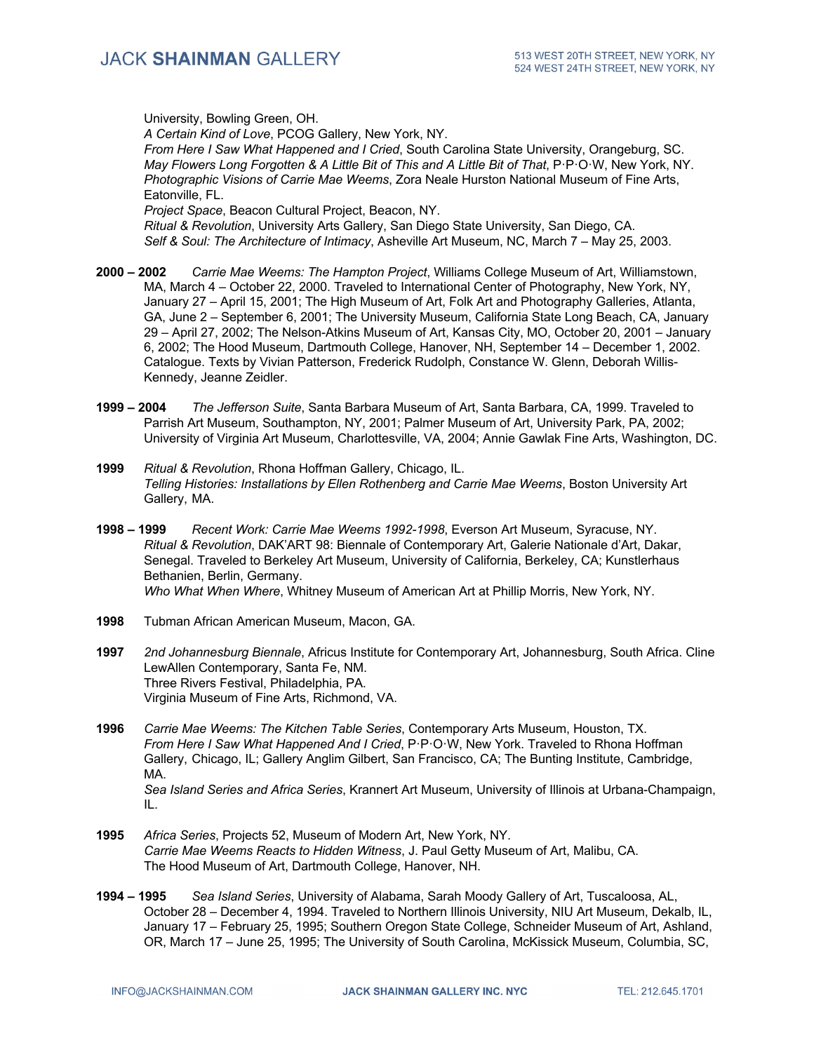University, Bowling Green, OH.
*A Certain Kind of Love*, PCOG Gallery, New York, NY.
*From Here I Saw What Happened and I Cried*, South Carolina State University, Orangeburg, SC.
*May Flowers Long Forgotten & A Little Bit of This and A Little Bit of That*, P·P·O·W, New York, NY.
*Photographic Visions of Carrie Mae Weems*, Zora Neale Hurston National Museum of Fine Arts, Eatonville, FL.
*Project Space*, Beacon Cultural Project, Beacon, NY.
*Ritual & Revolution*, University Arts Gallery, San Diego State University, San Diego, CA.
*Self & Soul: The Architecture of Intimacy*, Asheville Art Museum, NC, March 7 – May 25, 2003.

**2000 – 2002** *Carrie Mae Weems: The Hampton Project*, Williams College Museum of Art, Williamstown, MA, March 4 – October 22, 2000. Traveled to International Center of Photography, New York, NY, January 27 – April 15, 2001; The High Museum of Art, Folk Art and Photography Galleries, Atlanta, GA, June 2 – September 6, 2001; The University Museum, California State Long Beach, CA, January 29 – April 27, 2002; The Nelson-Atkins Museum of Art, Kansas City, MO, October 20, 2001 – January 6, 2002; The Hood Museum, Dartmouth College, Hanover, NH, September 14 – December 1, 2002. Catalogue. Texts by Vivian Patterson, Frederick Rudolph, Constance W. Glenn, Deborah Willis-Kennedy, Jeanne Zeidler.

**1999 – 2004** *The Jefferson Suite*, Santa Barbara Museum of Art, Santa Barbara, CA, 1999. Traveled to Parrish Art Museum, Southampton, NY, 2001; Palmer Museum of Art, University Park, PA, 2002; University of Virginia Art Museum, Charlottesville, VA, 2004; Annie Gawlak Fine Arts, Washington, DC.

**1999** *Ritual & Revolution*, Rhona Hoffman Gallery, Chicago, IL.
*Telling Histories: Installations by Ellen Rothenberg and Carrie Mae Weems*, Boston University Art Gallery, MA.

**1998 – 1999** *Recent Work: Carrie Mae Weems 1992-1998*, Everson Art Museum, Syracuse, NY.
*Ritual & Revolution*, DAK'ART 98: Biennale of Contemporary Art, Galerie Nationale d'Art, Dakar, Senegal. Traveled to Berkeley Art Museum, University of California, Berkeley, CA; Kunstlerhaus Bethanien, Berlin, Germany.
*Who What When Where*, Whitney Museum of American Art at Phillip Morris, New York, NY.

**1998** Tubman African American Museum, Macon, GA.

**1997** *2nd Johannesburg Biennale*, Africus Institute for Contemporary Art, Johannesburg, South Africa. Cline LewAllen Contemporary, Santa Fe, NM.
Three Rivers Festival, Philadelphia, PA.
Virginia Museum of Fine Arts, Richmond, VA.

**1996** *Carrie Mae Weems: The Kitchen Table Series*, Contemporary Arts Museum, Houston, TX.
*From Here I Saw What Happened And I Cried*, P·P·O·W, New York. Traveled to Rhona Hoffman Gallery, Chicago, IL; Gallery Anglim Gilbert, San Francisco, CA; The Bunting Institute, Cambridge, MA.
*Sea Island Series and Africa Series*, Krannert Art Museum, University of Illinois at Urbana-Champaign, IL.

**1995** *Africa Series*, Projects 52, Museum of Modern Art, New York, NY.
*Carrie Mae Weems Reacts to Hidden Witness*, J. Paul Getty Museum of Art, Malibu, CA.
The Hood Museum of Art, Dartmouth College, Hanover, NH.

**1994 – 1995** *Sea Island Series*, University of Alabama, Sarah Moody Gallery of Art, Tuscaloosa, AL, October 28 – December 4, 1994. Traveled to Northern Illinois University, NIU Art Museum, Dekalb, IL, January 17 – February 25, 1995; Southern Oregon State College, Schneider Museum of Art, Ashland, OR, March 17 – June 25, 1995; The University of South Carolina, McKissick Museum, Columbia, SC,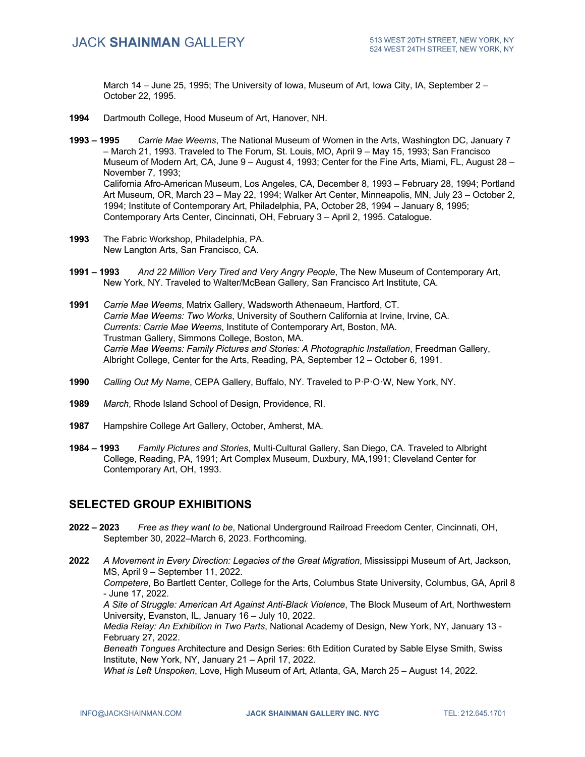March 14 – June 25, 1995; The University of Iowa, Museum of Art, Iowa City, IA, September 2 – October 22, 1995.

**1994** Dartmouth College, Hood Museum of Art, Hanover, NH.

**1993 – 1995** *Carrie Mae Weems*, The National Museum of Women in the Arts, Washington DC, January 7 – March 21, 1993. Traveled to The Forum, St. Louis, MO, April 9 – May 15, 1993; San Francisco Museum of Modern Art, CA, June 9 – August 4, 1993; Center for the Fine Arts, Miami, FL, August 28 – November 7, 1993;
California Afro-American Museum, Los Angeles, CA, December 8, 1993 – February 28, 1994; Portland Art Museum, OR, March 23 – May 22, 1994; Walker Art Center, Minneapolis, MN, July 23 – October 2, 1994; Institute of Contemporary Art, Philadelphia, PA, October 28, 1994 – January 8, 1995; Contemporary Arts Center, Cincinnati, OH, February 3 – April 2, 1995. Catalogue.

**1993** The Fabric Workshop, Philadelphia, PA.
New Langton Arts, San Francisco, CA.

**1991 – 1993** *And 22 Million Very Tired and Very Angry People*, The New Museum of Contemporary Art, New York, NY. Traveled to Walter/McBean Gallery, San Francisco Art Institute, CA.

**1991** *Carrie Mae Weems*, Matrix Gallery, Wadsworth Athenaeum, Hartford, CT.
*Carrie Mae Weems: Two Works*, University of Southern California at Irvine, Irvine, CA.
*Currents: Carrie Mae Weems*, Institute of Contemporary Art, Boston, MA.
Trustman Gallery, Simmons College, Boston, MA.
*Carrie Mae Weems: Family Pictures and Stories: A Photographic Installation*, Freedman Gallery, Albright College, Center for the Arts, Reading, PA, September 12 – October 6, 1991.

**1990** *Calling Out My Name*, CEPA Gallery, Buffalo, NY. Traveled to P·P·O·W, New York, NY.

**1989** *March*, Rhode Island School of Design, Providence, RI.

**1987** Hampshire College Art Gallery, October, Amherst, MA.

**1984 – 1993** *Family Pictures and Stories*, Multi-Cultural Gallery, San Diego, CA. Traveled to Albright College, Reading, PA, 1991; Art Complex Museum, Duxbury, MA,1991; Cleveland Center for Contemporary Art, OH, 1993.

## SELECTED GROUP EXHIBITIONS

**2022 – 2023** *Free as they want to be*, National Underground Railroad Freedom Center, Cincinnati, OH, September 30, 2022–March 6, 2023. Forthcoming.

**2022** *A Movement in Every Direction: Legacies of the Great Migration*, Mississippi Museum of Art, Jackson, MS, April 9 – September 11, 2022.
*Competere*, Bo Bartlett Center, College for the Arts, Columbus State University, Columbus, GA, April 8 - June 17, 2022.
*A Site of Struggle: American Art Against Anti-Black Violence*, The Block Museum of Art, Northwestern University, Evanston, IL, January 16 – July 10, 2022.
*Media Relay: An Exhibition in Two Parts*, National Academy of Design, New York, NY, January 13 - February 27, 2022.
*Beneath Tongues* Architecture and Design Series: 6th Edition Curated by Sable Elyse Smith, Swiss Institute, New York, NY, January 21 – April 17, 2022.
*What is Left Unspoken*, Love, High Museum of Art, Atlanta, GA, March 25 – August 14, 2022.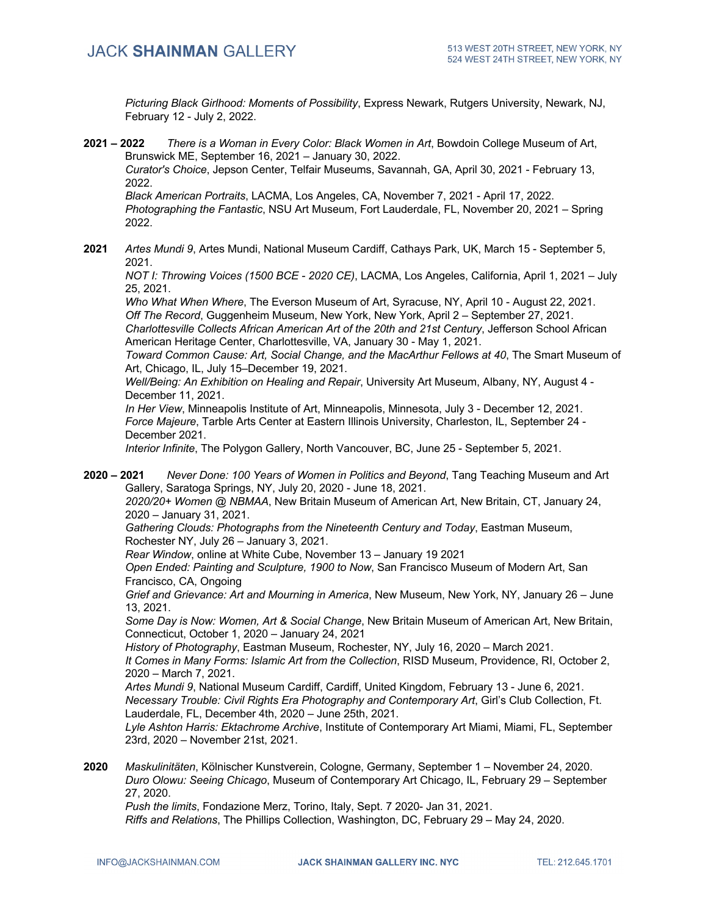*Picturing Black Girlhood: Moments of Possibility*, Express Newark, Rutgers University, Newark, NJ, February 12 - July 2, 2022.

**2021 – 2022** *There is a Woman in Every Color: Black Women in Art*, Bowdoin College Museum of Art, Brunswick ME, September 16, 2021 – January 30, 2022.
*Curator's Choice*, Jepson Center, Telfair Museums, Savannah, GA, April 30, 2021 - February 13, 2022.
*Black American Portraits*, LACMA, Los Angeles, CA, November 7, 2021 - April 17, 2022.
*Photographing the Fantastic*, NSU Art Museum, Fort Lauderdale, FL, November 20, 2021 – Spring 2022.

**2021** *Artes Mundi 9*, Artes Mundi, National Museum Cardiff, Cathays Park, UK, March 15 - September 5, 2021.
*NOT I: Throwing Voices (1500 BCE - 2020 CE)*, LACMA, Los Angeles, California, April 1, 2021 – July 25, 2021.
*Who What When Where*, The Everson Museum of Art, Syracuse, NY, April 10 - August 22, 2021.
*Off The Record*, Guggenheim Museum, New York, New York, April 2 – September 27, 2021.
*Charlottesville Collects African American Art of the 20th and 21st Century*, Jefferson School African American Heritage Center, Charlottesville, VA, January 30 - May 1, 2021.
*Toward Common Cause: Art, Social Change, and the MacArthur Fellows at 40*, The Smart Museum of Art, Chicago, IL, July 15–December 19, 2021.
*Well/Being: An Exhibition on Healing and Repair*, University Art Museum, Albany, NY, August 4 - December 11, 2021.
*In Her View*, Minneapolis Institute of Art, Minneapolis, Minnesota, July 3 - December 12, 2021.
*Force Majeure*, Tarble Arts Center at Eastern Illinois University, Charleston, IL, September 24 - December 2021.
*Interior Infinite*, The Polygon Gallery, North Vancouver, BC, June 25 - September 5, 2021.

**2020 – 2021** *Never Done: 100 Years of Women in Politics and Beyond*, Tang Teaching Museum and Art Gallery, Saratoga Springs, NY, July 20, 2020 - June 18, 2021.
*2020/20+ Women @ NBMAA*, New Britain Museum of American Art, New Britain, CT, January 24, 2020 – January 31, 2021.
*Gathering Clouds: Photographs from the Nineteenth Century and Today*, Eastman Museum, Rochester NY, July 26 – January 3, 2021.
*Rear Window*, online at White Cube, November 13 – January 19 2021
*Open Ended: Painting and Sculpture, 1900 to Now*, San Francisco Museum of Modern Art, San Francisco, CA, Ongoing
*Grief and Grievance: Art and Mourning in America*, New Museum, New York, NY, January 26 – June 13, 2021.
*Some Day is Now: Women, Art & Social Change*, New Britain Museum of American Art, New Britain, Connecticut, October 1, 2020 – January 24, 2021
*History of Photography*, Eastman Museum, Rochester, NY, July 16, 2020 – March 2021.
*It Comes in Many Forms: Islamic Art from the Collection*, RISD Museum, Providence, RI, October 2, 2020 – March 7, 2021.
*Artes Mundi 9*, National Museum Cardiff, Cardiff, United Kingdom, February 13 - June 6, 2021.
*Necessary Trouble: Civil Rights Era Photography and Contemporary Art*, Girl's Club Collection, Ft. Lauderdale, FL, December 4th, 2020 – June 25th, 2021.
*Lyle Ashton Harris: Ektachrome Archive*, Institute of Contemporary Art Miami, Miami, FL, September 23rd, 2020 – November 21st, 2021.

**2020** *Maskulinitäten*, Kölnischer Kunstverein, Cologne, Germany, September 1 – November 24, 2020.
*Duro Olowu: Seeing Chicago*, Museum of Contemporary Art Chicago, IL, February 29 – September 27, 2020.
*Push the limits*, Fondazione Merz, Torino, Italy, Sept. 7 2020- Jan 31, 2021.
*Riffs and Relations*, The Phillips Collection, Washington, DC, February 29 – May 24, 2020.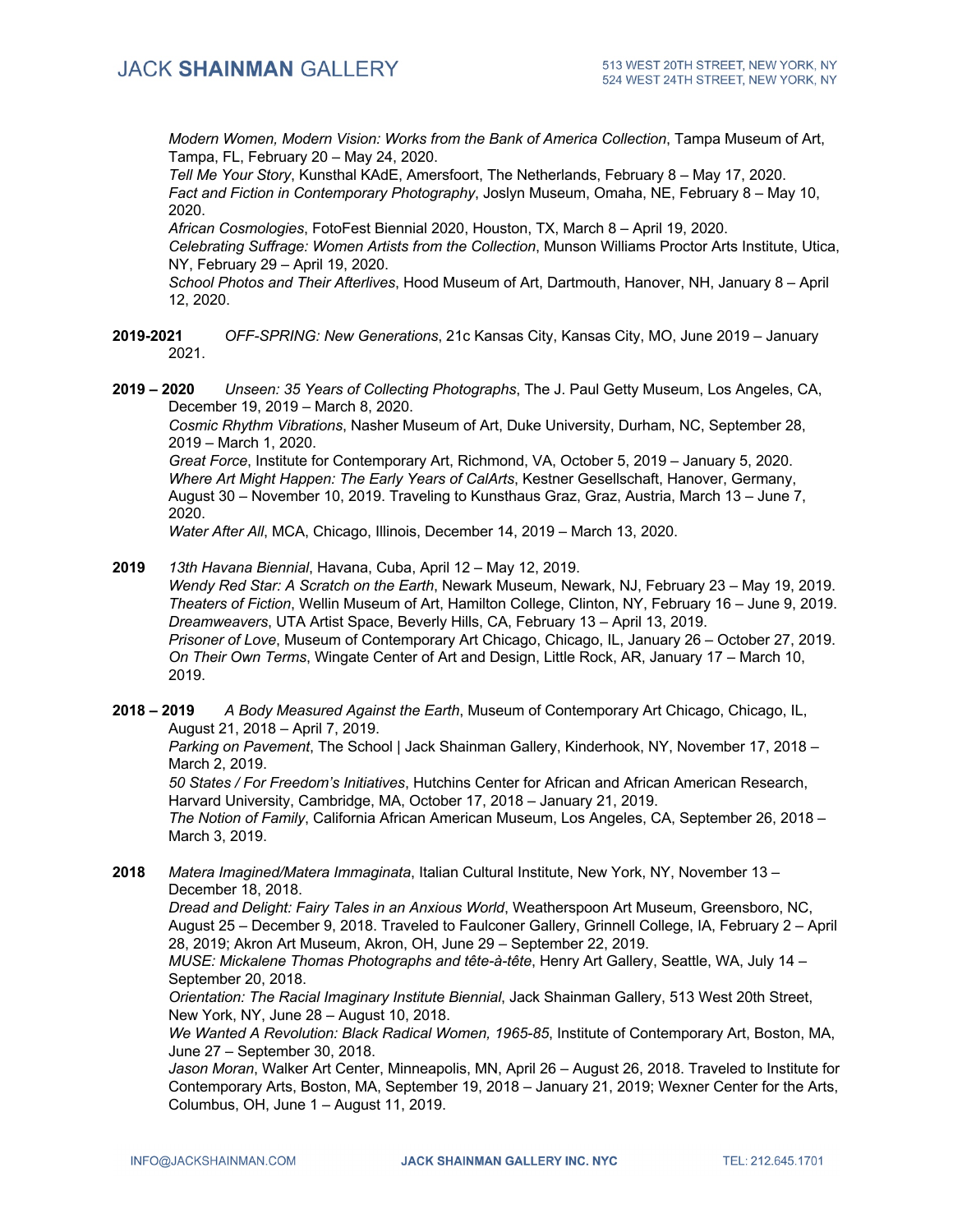*Modern Women, Modern Vision: Works from the Bank of America Collection*, Tampa Museum of Art, Tampa, FL, February 20 – May 24, 2020.
*Tell Me Your Story*, Kunsthal KAdE, Amersfoort, The Netherlands, February 8 – May 17, 2020.
*Fact and Fiction in Contemporary Photography*, Joslyn Museum, Omaha, NE, February 8 – May 10, 2020.
*African Cosmologies*, FotoFest Biennial 2020, Houston, TX, March 8 – April 19, 2020.
*Celebrating Suffrage: Women Artists from the Collection*, Munson Williams Proctor Arts Institute, Utica, NY, February 29 – April 19, 2020.
*School Photos and Their Afterlives*, Hood Museum of Art, Dartmouth, Hanover, NH, January 8 – April 12, 2020.

**2019-2021** *OFF-SPRING: New Generations*, 21c Kansas City, Kansas City, MO, June 2019 – January 2021.

**2019 – 2020** *Unseen: 35 Years of Collecting Photographs*, The J. Paul Getty Museum, Los Angeles, CA, December 19, 2019 – March 8, 2020.
*Cosmic Rhythm Vibrations*, Nasher Museum of Art, Duke University, Durham, NC, September 28, 2019 – March 1, 2020.
*Great Force*, Institute for Contemporary Art, Richmond, VA, October 5, 2019 – January 5, 2020.
*Where Art Might Happen: The Early Years of CalArts*, Kestner Gesellschaft, Hanover, Germany, August 30 – November 10, 2019. Traveling to Kunsthaus Graz, Graz, Austria, March 13 – June 7, 2020.
*Water After All*, MCA, Chicago, Illinois, December 14, 2019 – March 13, 2020.

**2019** *13th Havana Biennial*, Havana, Cuba, April 12 – May 12, 2019.
*Wendy Red Star: A Scratch on the Earth*, Newark Museum, Newark, NJ, February 23 – May 19, 2019.
*Theaters of Fiction*, Wellin Museum of Art, Hamilton College, Clinton, NY, February 16 – June 9, 2019.
*Dreamweavers*, UTA Artist Space, Beverly Hills, CA, February 13 – April 13, 2019.
*Prisoner of Love*, Museum of Contemporary Art Chicago, Chicago, IL, January 26 – October 27, 2019.
*On Their Own Terms*, Wingate Center of Art and Design, Little Rock, AR, January 17 – March 10, 2019.

**2018 – 2019** *A Body Measured Against the Earth*, Museum of Contemporary Art Chicago, Chicago, IL, August 21, 2018 – April 7, 2019.
*Parking on Pavement*, The School | Jack Shainman Gallery, Kinderhook, NY, November 17, 2018 – March 2, 2019.
*50 States / For Freedom's Initiatives*, Hutchins Center for African and African American Research, Harvard University, Cambridge, MA, October 17, 2018 – January 21, 2019.
*The Notion of Family*, California African American Museum, Los Angeles, CA, September 26, 2018 – March 3, 2019.

**2018** *Matera Imagined/Matera Immaginata*, Italian Cultural Institute, New York, NY, November 13 – December 18, 2018.
*Dread and Delight: Fairy Tales in an Anxious World*, Weatherspoon Art Museum, Greensboro, NC, August 25 – December 9, 2018. Traveled to Faulconer Gallery, Grinnell College, IA, February 2 – April 28, 2019; Akron Art Museum, Akron, OH, June 29 – September 22, 2019.
*MUSE: Mickalene Thomas Photographs and tête-à-tête*, Henry Art Gallery, Seattle, WA, July 14 – September 20, 2018.
*Orientation: The Racial Imaginary Institute Biennial*, Jack Shainman Gallery, 513 West 20th Street, New York, NY, June 28 – August 10, 2018.
*We Wanted A Revolution: Black Radical Women, 1965-85*, Institute of Contemporary Art, Boston, MA, June 27 – September 30, 2018.
*Jason Moran*, Walker Art Center, Minneapolis, MN, April 26 – August 26, 2018. Traveled to Institute for Contemporary Arts, Boston, MA, September 19, 2018 – January 21, 2019; Wexner Center for the Arts, Columbus, OH, June 1 – August 11, 2019.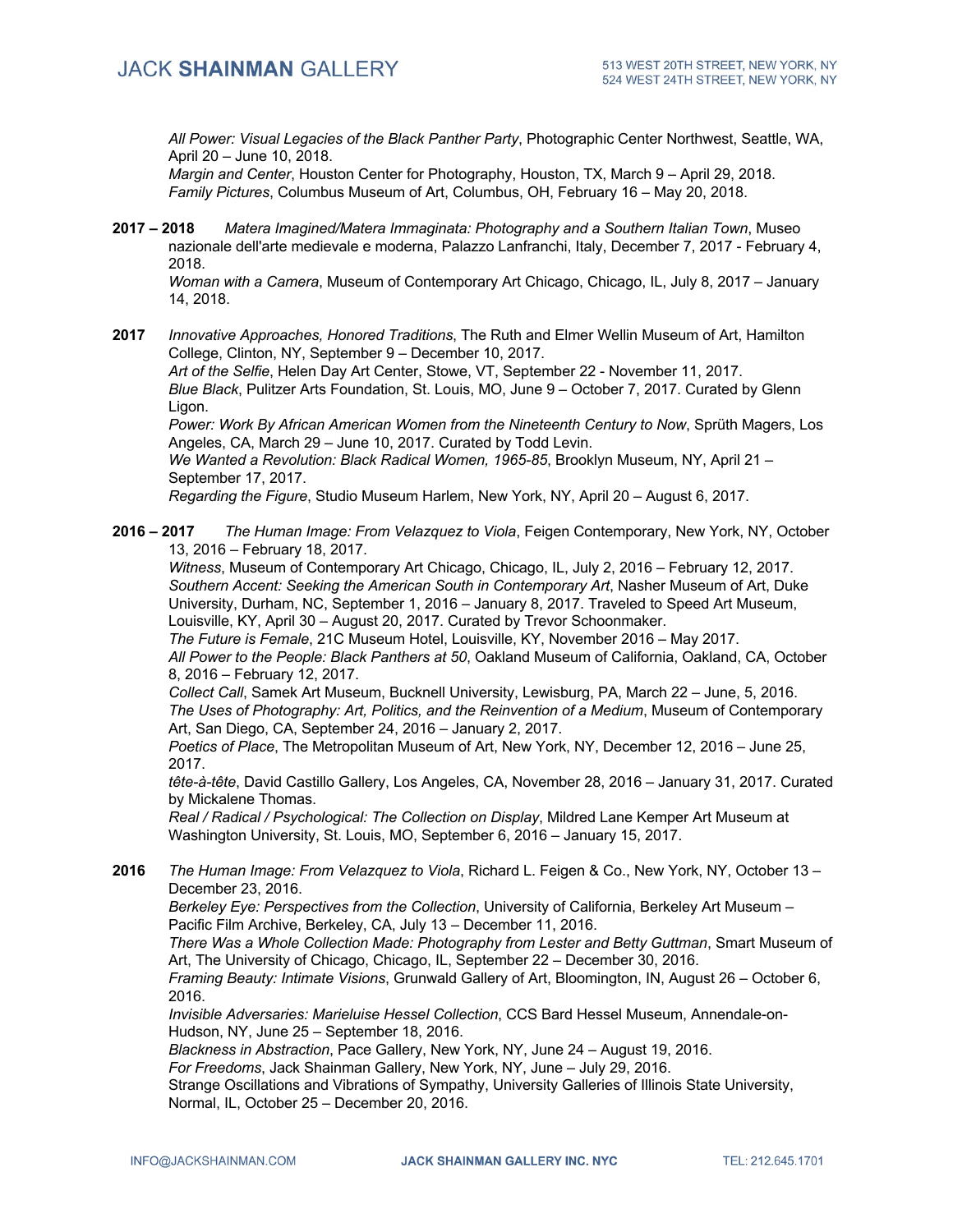*All Power: Visual Legacies of the Black Panther Party*, Photographic Center Northwest, Seattle, WA, April 20 – June 10, 2018.
*Margin and Center*, Houston Center for Photography, Houston, TX, March 9 – April 29, 2018.
*Family Pictures*, Columbus Museum of Art, Columbus, OH, February 16 – May 20, 2018.

**2017 – 2018** *Matera Imagined/Matera Immaginata: Photography and a Southern Italian Town*, Museo nazionale dell'arte medievale e moderna, Palazzo Lanfranchi, Italy, December 7, 2017 - February 4, 2018.
*Woman with a Camera*, Museum of Contemporary Art Chicago, Chicago, IL, July 8, 2017 – January 14, 2018.

**2017** *Innovative Approaches, Honored Traditions*, The Ruth and Elmer Wellin Museum of Art, Hamilton College, Clinton, NY, September 9 – December 10, 2017.
*Art of the Selfie*, Helen Day Art Center, Stowe, VT, September 22 - November 11, 2017.
*Blue Black*, Pulitzer Arts Foundation, St. Louis, MO, June 9 – October 7, 2017. Curated by Glenn Ligon.
*Power: Work By African American Women from the Nineteenth Century to Now*, Sprüth Magers, Los Angeles, CA, March 29 – June 10, 2017. Curated by Todd Levin.
*We Wanted a Revolution: Black Radical Women, 1965-85*, Brooklyn Museum, NY, April 21 – September 17, 2017.
*Regarding the Figure*, Studio Museum Harlem, New York, NY, April 20 – August 6, 2017.

**2016 – 2017** *The Human Image: From Velazquez to Viola*, Feigen Contemporary, New York, NY, October 13, 2016 – February 18, 2017.
*Witness*, Museum of Contemporary Art Chicago, Chicago, IL, July 2, 2016 – February 12, 2017.
*Southern Accent: Seeking the American South in Contemporary Art*, Nasher Museum of Art, Duke University, Durham, NC, September 1, 2016 – January 8, 2017. Traveled to Speed Art Museum, Louisville, KY, April 30 – August 20, 2017. Curated by Trevor Schoonmaker.
*The Future is Female*, 21C Museum Hotel, Louisville, KY, November 2016 – May 2017.
*All Power to the People: Black Panthers at 50*, Oakland Museum of California, Oakland, CA, October 8, 2016 – February 12, 2017.
*Collect Call*, Samek Art Museum, Bucknell University, Lewisburg, PA, March 22 – June, 5, 2016.
*The Uses of Photography: Art, Politics, and the Reinvention of a Medium*, Museum of Contemporary Art, San Diego, CA, September 24, 2016 – January 2, 2017.
*Poetics of Place*, The Metropolitan Museum of Art, New York, NY, December 12, 2016 – June 25, 2017.
*tête-à-tête*, David Castillo Gallery, Los Angeles, CA, November 28, 2016 – January 31, 2017. Curated by Mickalene Thomas.
*Real / Radical / Psychological: The Collection on Display*, Mildred Lane Kemper Art Museum at Washington University, St. Louis, MO, September 6, 2016 – January 15, 2017.

**2016** *The Human Image: From Velazquez to Viola*, Richard L. Feigen & Co., New York, NY, October 13 – December 23, 2016.
*Berkeley Eye: Perspectives from the Collection*, University of California, Berkeley Art Museum – Pacific Film Archive, Berkeley, CA, July 13 – December 11, 2016.
*There Was a Whole Collection Made: Photography from Lester and Betty Guttman*, Smart Museum of Art, The University of Chicago, Chicago, IL, September 22 – December 30, 2016.
*Framing Beauty: Intimate Visions*, Grunwald Gallery of Art, Bloomington, IN, August 26 – October 6, 2016.
*Invisible Adversaries: Marieluise Hessel Collection*, CCS Bard Hessel Museum, Annendale-on-Hudson, NY, June 25 – September 18, 2016.
*Blackness in Abstraction*, Pace Gallery, New York, NY, June 24 – August 19, 2016.
*For Freedoms*, Jack Shainman Gallery, New York, NY, June – July 29, 2016.
Strange Oscillations and Vibrations of Sympathy, University Galleries of Illinois State University, Normal, IL, October 25 – December 20, 2016.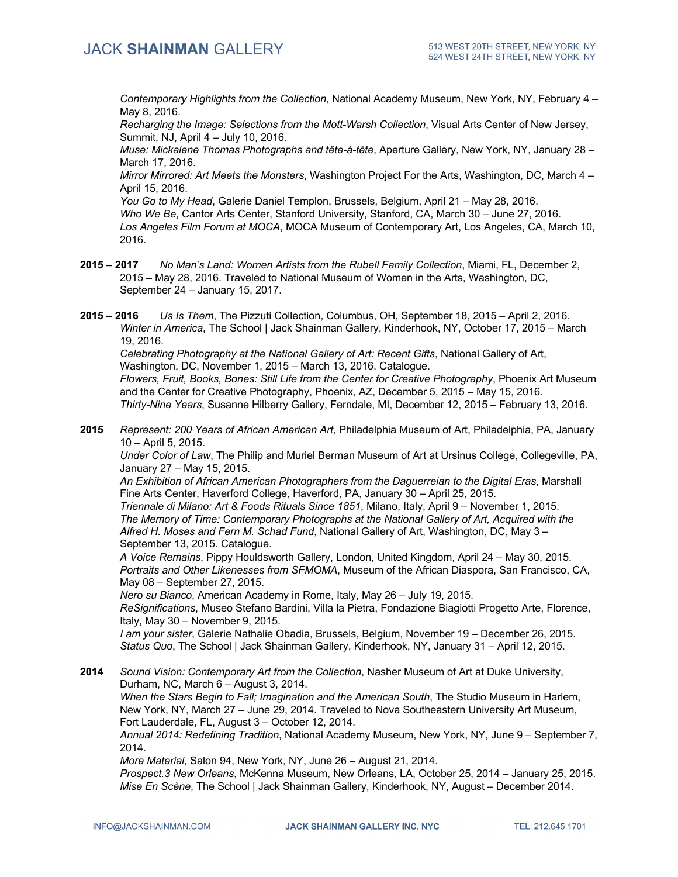*Contemporary Highlights from the Collection*, National Academy Museum, New York, NY, February 4 – May 8, 2016.
*Recharging the Image: Selections from the Mott-Warsh Collection*, Visual Arts Center of New Jersey, Summit, NJ, April 4 – July 10, 2016.
*Muse: Mickalene Thomas Photographs and tête-à-tête*, Aperture Gallery, New York, NY, January 28 – March 17, 2016.
*Mirror Mirrored: Art Meets the Monsters*, Washington Project For the Arts, Washington, DC, March 4 – April 15, 2016.
*You Go to My Head*, Galerie Daniel Templon, Brussels, Belgium, April 21 – May 28, 2016.
*Who We Be*, Cantor Arts Center, Stanford University, Stanford, CA, March 30 – June 27, 2016.
*Los Angeles Film Forum at MOCA*, MOCA Museum of Contemporary Art, Los Angeles, CA, March 10, 2016.

**2015 – 2017** *No Man's Land: Women Artists from the Rubell Family Collection*, Miami, FL, December 2, 2015 – May 28, 2016. Traveled to National Museum of Women in the Arts, Washington, DC, September 24 – January 15, 2017.

**2015 – 2016** *Us Is Them*, The Pizzuti Collection, Columbus, OH, September 18, 2015 – April 2, 2016.
*Winter in America*, The School | Jack Shainman Gallery, Kinderhook, NY, October 17, 2015 – March 19, 2016.
*Celebrating Photography at the National Gallery of Art: Recent Gifts*, National Gallery of Art, Washington, DC, November 1, 2015 – March 13, 2016. Catalogue.
*Flowers, Fruit, Books, Bones: Still Life from the Center for Creative Photography*, Phoenix Art Museum and the Center for Creative Photography, Phoenix, AZ, December 5, 2015 – May 15, 2016.
*Thirty-Nine Years*, Susanne Hilberry Gallery, Ferndale, MI, December 12, 2015 – February 13, 2016.

**2015** *Represent: 200 Years of African American Art*, Philadelphia Museum of Art, Philadelphia, PA, January 10 – April 5, 2015.
*Under Color of Law*, The Philip and Muriel Berman Museum of Art at Ursinus College, Collegeville, PA, January 27 – May 15, 2015.
*An Exhibition of African American Photographers from the Daguerreian to the Digital Eras*, Marshall Fine Arts Center, Haverford College, Haverford, PA, January 30 – April 25, 2015.
*Triennale di Milano: Art & Foods Rituals Since 1851*, Milano, Italy, April 9 – November 1, 2015.
*The Memory of Time: Contemporary Photographs at the National Gallery of Art, Acquired with the Alfred H. Moses and Fern M. Schad Fund*, National Gallery of Art, Washington, DC, May 3 – September 13, 2015. Catalogue.
*A Voice Remains*, Pippy Houldsworth Gallery, London, United Kingdom, April 24 – May 30, 2015.
*Portraits and Other Likenesses from SFMOMA*, Museum of the African Diaspora, San Francisco, CA, May 08 – September 27, 2015.
*Nero su Bianco*, American Academy in Rome, Italy, May 26 – July 19, 2015.
*ReSignifications*, Museo Stefano Bardini, Villa la Pietra, Fondazione Biagiotti Progetto Arte, Florence, Italy, May 30 – November 9, 2015.
*I am your sister*, Galerie Nathalie Obadia, Brussels, Belgium, November 19 – December 26, 2015.
*Status Quo*, The School | Jack Shainman Gallery, Kinderhook, NY, January 31 – April 12, 2015.

**2014** *Sound Vision: Contemporary Art from the Collection*, Nasher Museum of Art at Duke University, Durham, NC, March 6 – August 3, 2014.
*When the Stars Begin to Fall; Imagination and the American South*, The Studio Museum in Harlem, New York, NY, March 27 – June 29, 2014. Traveled to Nova Southeastern University Art Museum, Fort Lauderdale, FL, August 3 – October 12, 2014.
*Annual 2014: Redefining Tradition*, National Academy Museum, New York, NY, June 9 – September 7, 2014.
*More Material*, Salon 94, New York, NY, June 26 – August 21, 2014.
*Prospect.3 New Orleans*, McKenna Museum, New Orleans, LA, October 25, 2014 – January 25, 2015.
*Mise En Scène*, The School | Jack Shainman Gallery, Kinderhook, NY, August – December 2014.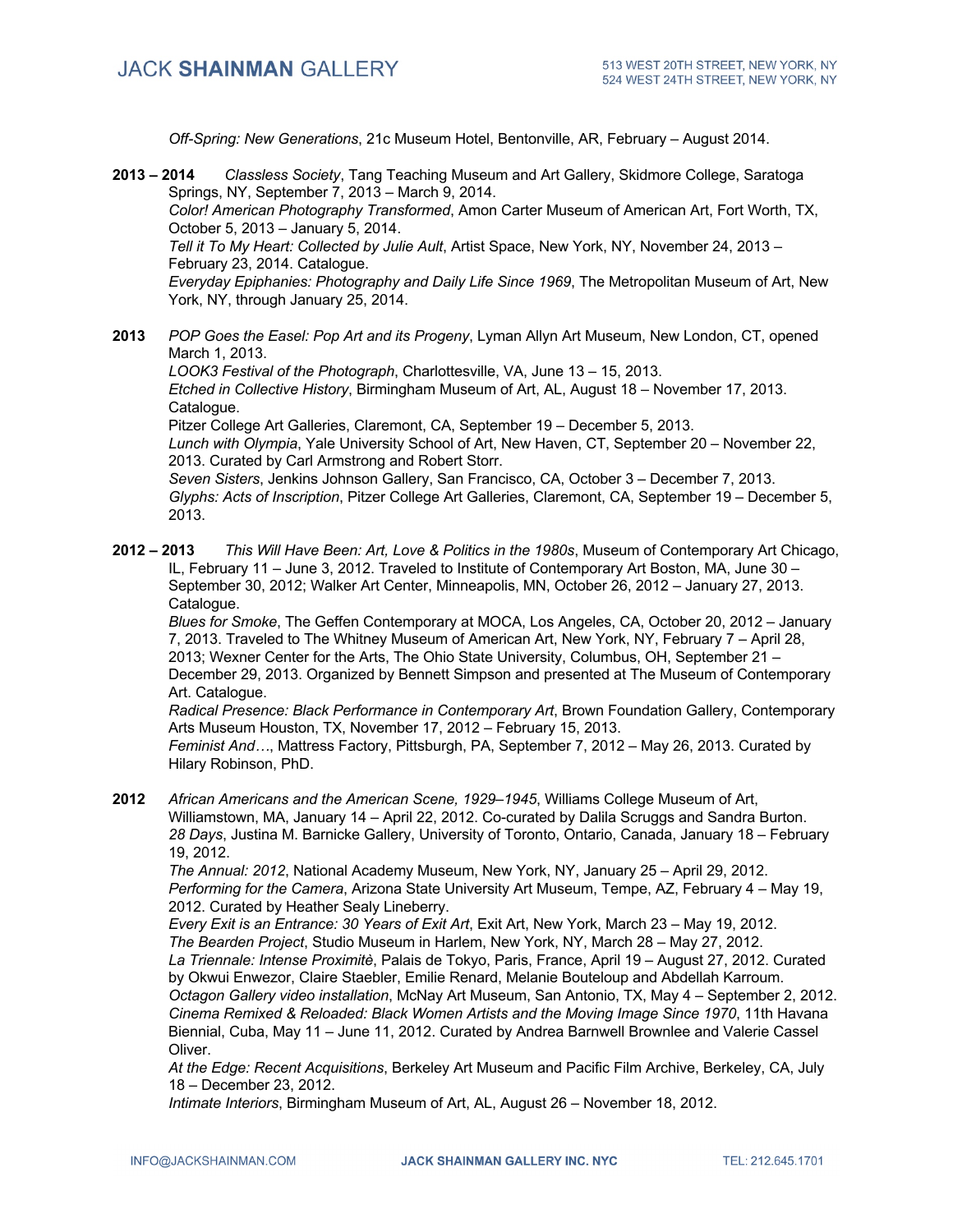*Off-Spring: New Generations*, 21c Museum Hotel, Bentonville, AR, February – August 2014.

**2013 – 2014** *Classless Society*, Tang Teaching Museum and Art Gallery, Skidmore College, Saratoga Springs, NY, September 7, 2013 – March 9, 2014.
*Color! American Photography Transformed*, Amon Carter Museum of American Art, Fort Worth, TX, October 5, 2013 – January 5, 2014.
*Tell it To My Heart: Collected by Julie Ault*, Artist Space, New York, NY, November 24, 2013 – February 23, 2014. Catalogue.
*Everyday Epiphanies: Photography and Daily Life Since 1969*, The Metropolitan Museum of Art, New York, NY, through January 25, 2014.

**2013** *POP Goes the Easel: Pop Art and its Progeny*, Lyman Allyn Art Museum, New London, CT, opened March 1, 2013.
*LOOK3 Festival of the Photograph*, Charlottesville, VA, June 13 – 15, 2013.
*Etched in Collective History*, Birmingham Museum of Art, AL, August 18 – November 17, 2013. Catalogue.
Pitzer College Art Galleries, Claremont, CA, September 19 – December 5, 2013.
*Lunch with Olympia*, Yale University School of Art, New Haven, CT, September 20 – November 22, 2013. Curated by Carl Armstrong and Robert Storr.
*Seven Sisters*, Jenkins Johnson Gallery, San Francisco, CA, October 3 – December 7, 2013.
*Glyphs: Acts of Inscription*, Pitzer College Art Galleries, Claremont, CA, September 19 – December 5, 2013.

**2012 – 2013** *This Will Have Been: Art, Love & Politics in the 1980s*, Museum of Contemporary Art Chicago, IL, February 11 – June 3, 2012. Traveled to Institute of Contemporary Art Boston, MA, June 30 – September 30, 2012; Walker Art Center, Minneapolis, MN, October 26, 2012 – January 27, 2013. Catalogue.
*Blues for Smoke*, The Geffen Contemporary at MOCA, Los Angeles, CA, October 20, 2012 – January 7, 2013. Traveled to The Whitney Museum of American Art, New York, NY, February 7 – April 28, 2013; Wexner Center for the Arts, The Ohio State University, Columbus, OH, September 21 – December 29, 2013. Organized by Bennett Simpson and presented at The Museum of Contemporary Art. Catalogue.
*Radical Presence: Black Performance in Contemporary Art*, Brown Foundation Gallery, Contemporary Arts Museum Houston, TX, November 17, 2012 – February 15, 2013.
*Feminist And…*, Mattress Factory, Pittsburgh, PA, September 7, 2012 – May 26, 2013. Curated by Hilary Robinson, PhD.

**2012** *African Americans and the American Scene, 1929–1945*, Williams College Museum of Art, Williamstown, MA, January 14 – April 22, 2012. Co-curated by Dalila Scruggs and Sandra Burton.
*28 Days*, Justina M. Barnicke Gallery, University of Toronto, Ontario, Canada, January 18 – February 19, 2012.
*The Annual: 2012*, National Academy Museum, New York, NY, January 25 – April 29, 2012.
*Performing for the Camera*, Arizona State University Art Museum, Tempe, AZ, February 4 – May 19, 2012. Curated by Heather Sealy Lineberry.
*Every Exit is an Entrance: 30 Years of Exit Art*, Exit Art, New York, March 23 – May 19, 2012.
*The Bearden Project*, Studio Museum in Harlem, New York, NY, March 28 – May 27, 2012.
*La Triennale: Intense Proximitè*, Palais de Tokyo, Paris, France, April 19 – August 27, 2012. Curated by Okwui Enwezor, Claire Staebler, Emilie Renard, Melanie Bouteloup and Abdellah Karroum.
*Octagon Gallery video installation*, McNay Art Museum, San Antonio, TX, May 4 – September 2, 2012.
*Cinema Remixed & Reloaded: Black Women Artists and the Moving Image Since 1970*, 11th Havana Biennial, Cuba, May 11 – June 11, 2012. Curated by Andrea Barnwell Brownlee and Valerie Cassel Oliver.
*At the Edge: Recent Acquisitions*, Berkeley Art Museum and Pacific Film Archive, Berkeley, CA, July 18 – December 23, 2012.
*Intimate Interiors*, Birmingham Museum of Art, AL, August 26 – November 18, 2012.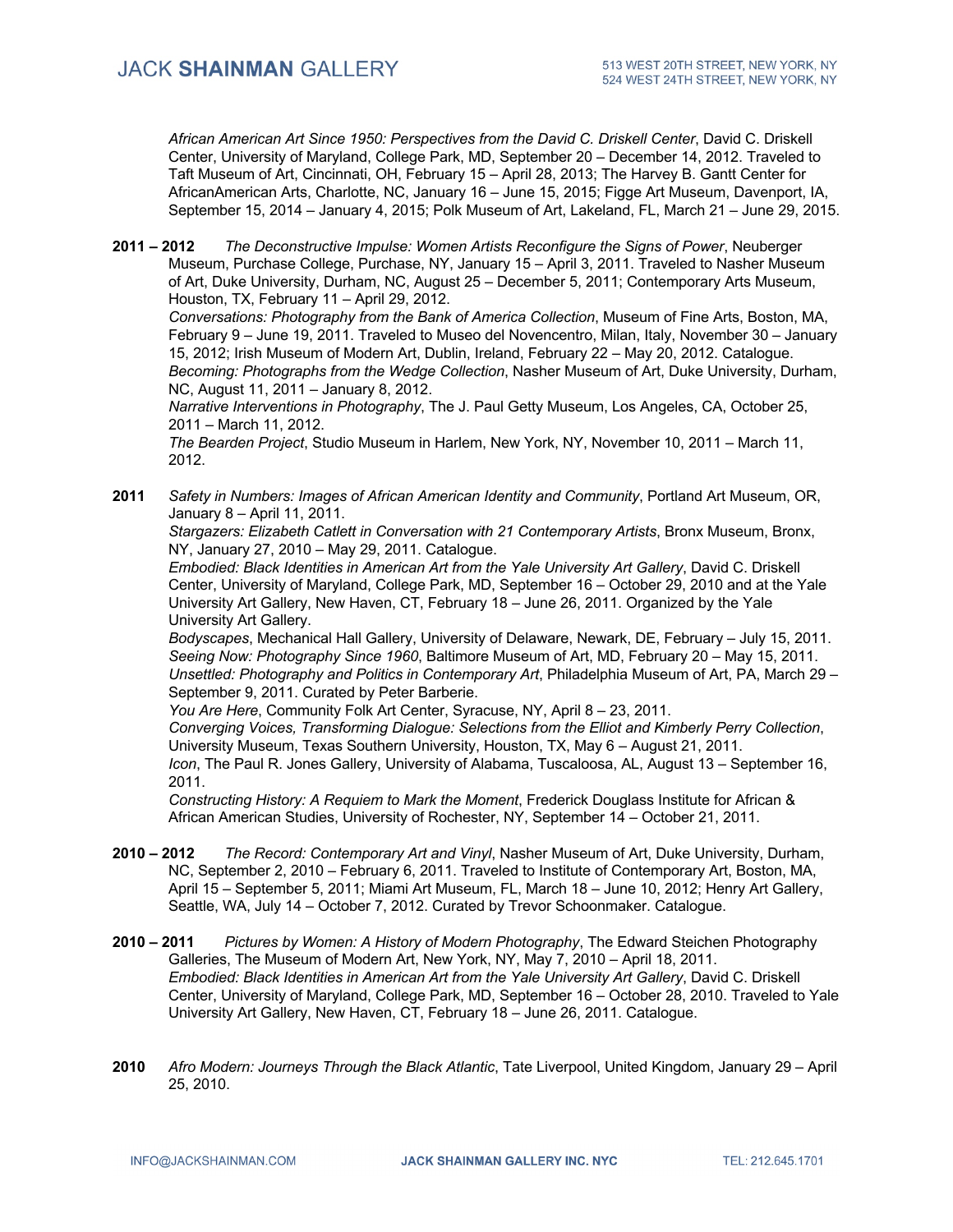*African American Art Since 1950: Perspectives from the David C. Driskell Center*, David C. Driskell Center, University of Maryland, College Park, MD, September 20 – December 14, 2012. Traveled to Taft Museum of Art, Cincinnati, OH, February 15 – April 28, 2013; The Harvey B. Gantt Center for AfricanAmerican Arts, Charlotte, NC, January 16 – June 15, 2015; Figge Art Museum, Davenport, IA, September 15, 2014 – January 4, 2015; Polk Museum of Art, Lakeland, FL, March 21 – June 29, 2015.

**2011 – 2012** *The Deconstructive Impulse: Women Artists Reconfigure the Signs of Power*, Neuberger Museum, Purchase College, Purchase, NY, January 15 – April 3, 2011. Traveled to Nasher Museum of Art, Duke University, Durham, NC, August 25 – December 5, 2011; Contemporary Arts Museum, Houston, TX, February 11 – April 29, 2012.
*Conversations: Photography from the Bank of America Collection*, Museum of Fine Arts, Boston, MA, February 9 – June 19, 2011. Traveled to Museo del Novencentro, Milan, Italy, November 30 – January 15, 2012; Irish Museum of Modern Art, Dublin, Ireland, February 22 – May 20, 2012. Catalogue.
*Becoming: Photographs from the Wedge Collection*, Nasher Museum of Art, Duke University, Durham, NC, August 11, 2011 – January 8, 2012.
*Narrative Interventions in Photography*, The J. Paul Getty Museum, Los Angeles, CA, October 25, 2011 – March 11, 2012.
*The Bearden Project*, Studio Museum in Harlem, New York, NY, November 10, 2011 – March 11, 2012.

**2011** *Safety in Numbers: Images of African American Identity and Community*, Portland Art Museum, OR, January 8 – April 11, 2011.
*Stargazers: Elizabeth Catlett in Conversation with 21 Contemporary Artists*, Bronx Museum, Bronx, NY, January 27, 2010 – May 29, 2011. Catalogue.
*Embodied: Black Identities in American Art from the Yale University Art Gallery*, David C. Driskell Center, University of Maryland, College Park, MD, September 16 – October 29, 2010 and at the Yale University Art Gallery, New Haven, CT, February 18 – June 26, 2011. Organized by the Yale University Art Gallery.
*Bodyscapes*, Mechanical Hall Gallery, University of Delaware, Newark, DE, February – July 15, 2011.
*Seeing Now: Photography Since 1960*, Baltimore Museum of Art, MD, February 20 – May 15, 2011.
*Unsettled: Photography and Politics in Contemporary Art*, Philadelphia Museum of Art, PA, March 29 – September 9, 2011. Curated by Peter Barberie.
*You Are Here*, Community Folk Art Center, Syracuse, NY, April 8 – 23, 2011.
*Converging Voices, Transforming Dialogue: Selections from the Elliot and Kimberly Perry Collection*, University Museum, Texas Southern University, Houston, TX, May 6 – August 21, 2011.
*Icon*, The Paul R. Jones Gallery, University of Alabama, Tuscaloosa, AL, August 13 – September 16, 2011.
*Constructing History: A Requiem to Mark the Moment*, Frederick Douglass Institute for African & African American Studies, University of Rochester, NY, September 14 – October 21, 2011.

**2010 – 2012** *The Record: Contemporary Art and Vinyl*, Nasher Museum of Art, Duke University, Durham, NC, September 2, 2010 – February 6, 2011. Traveled to Institute of Contemporary Art, Boston, MA, April 15 – September 5, 2011; Miami Art Museum, FL, March 18 – June 10, 2012; Henry Art Gallery, Seattle, WA, July 14 – October 7, 2012. Curated by Trevor Schoonmaker. Catalogue.

**2010 – 2011** *Pictures by Women: A History of Modern Photography*, The Edward Steichen Photography Galleries, The Museum of Modern Art, New York, NY, May 7, 2010 – April 18, 2011.
*Embodied: Black Identities in American Art from the Yale University Art Gallery*, David C. Driskell Center, University of Maryland, College Park, MD, September 16 – October 28, 2010. Traveled to Yale University Art Gallery, New Haven, CT, February 18 – June 26, 2011. Catalogue.

**2010** *Afro Modern: Journeys Through the Black Atlantic*, Tate Liverpool, United Kingdom, January 29 – April 25, 2010.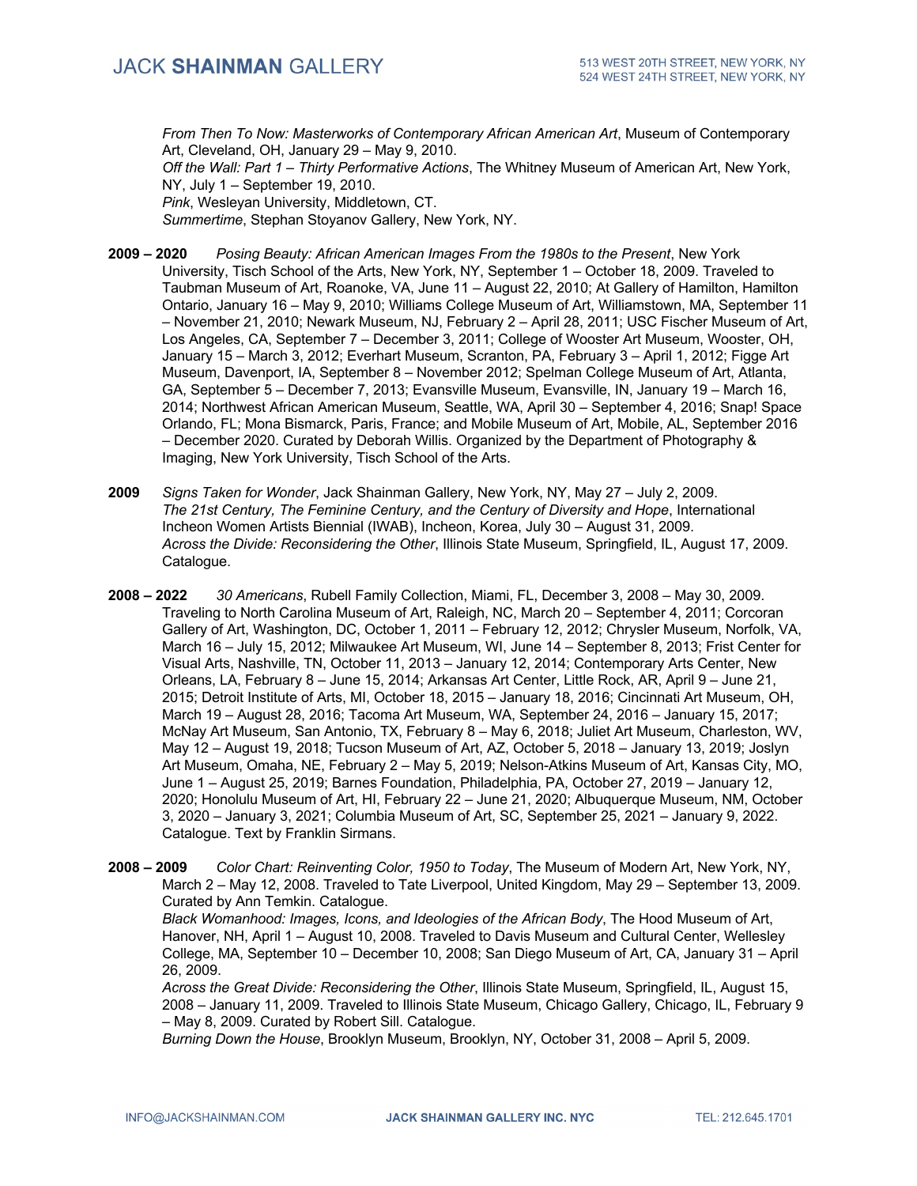*From Then To Now: Masterworks of Contemporary African American Art*, Museum of Contemporary Art, Cleveland, OH, January 29 – May 9, 2010.
*Off the Wall: Part 1 – Thirty Performative Actions*, The Whitney Museum of American Art, New York, NY, July 1 – September 19, 2010.
*Pink*, Wesleyan University, Middletown, CT.
*Summertime*, Stephan Stoyanov Gallery, New York, NY.

**2009 – 2020** *Posing Beauty: African American Images From the 1980s to the Present*, New York University, Tisch School of the Arts, New York, NY, September 1 – October 18, 2009. Traveled to Taubman Museum of Art, Roanoke, VA, June 11 – August 22, 2010; At Gallery of Hamilton, Hamilton Ontario, January 16 – May 9, 2010; Williams College Museum of Art, Williamstown, MA, September 11 – November 21, 2010; Newark Museum, NJ, February 2 – April 28, 2011; USC Fischer Museum of Art, Los Angeles, CA, September 7 – December 3, 2011; College of Wooster Art Museum, Wooster, OH, January 15 – March 3, 2012; Everhart Museum, Scranton, PA, February 3 – April 1, 2012; Figge Art Museum, Davenport, IA, September 8 – November 2012; Spelman College Museum of Art, Atlanta, GA, September 5 – December 7, 2013; Evansville Museum, Evansville, IN, January 19 – March 16, 2014; Northwest African American Museum, Seattle, WA, April 30 – September 4, 2016; Snap! Space Orlando, FL; Mona Bismarck, Paris, France; and Mobile Museum of Art, Mobile, AL, September 2016 – December 2020. Curated by Deborah Willis. Organized by the Department of Photography & Imaging, New York University, Tisch School of the Arts.

**2009** *Signs Taken for Wonder*, Jack Shainman Gallery, New York, NY, May 27 – July 2, 2009.
*The 21st Century, The Feminine Century, and the Century of Diversity and Hope*, International Incheon Women Artists Biennial (IWAB), Incheon, Korea, July 30 – August 31, 2009.
*Across the Divide: Reconsidering the Other*, Illinois State Museum, Springfield, IL, August 17, 2009. Catalogue.

**2008 – 2022** *30 Americans*, Rubell Family Collection, Miami, FL, December 3, 2008 – May 30, 2009. Traveling to North Carolina Museum of Art, Raleigh, NC, March 20 – September 4, 2011; Corcoran Gallery of Art, Washington, DC, October 1, 2011 – February 12, 2012; Chrysler Museum, Norfolk, VA, March 16 – July 15, 2012; Milwaukee Art Museum, WI, June 14 – September 8, 2013; Frist Center for Visual Arts, Nashville, TN, October 11, 2013 – January 12, 2014; Contemporary Arts Center, New Orleans, LA, February 8 – June 15, 2014; Arkansas Art Center, Little Rock, AR, April 9 – June 21, 2015; Detroit Institute of Arts, MI, October 18, 2015 – January 18, 2016; Cincinnati Art Museum, OH, March 19 – August 28, 2016; Tacoma Art Museum, WA, September 24, 2016 – January 15, 2017; McNay Art Museum, San Antonio, TX, February 8 – May 6, 2018; Juliet Art Museum, Charleston, WV, May 12 – August 19, 2018; Tucson Museum of Art, AZ, October 5, 2018 – January 13, 2019; Joslyn Art Museum, Omaha, NE, February 2 – May 5, 2019; Nelson-Atkins Museum of Art, Kansas City, MO, June 1 – August 25, 2019; Barnes Foundation, Philadelphia, PA, October 27, 2019 – January 12, 2020; Honolulu Museum of Art, HI, February 22 – June 21, 2020; Albuquerque Museum, NM, October 3, 2020 – January 3, 2021; Columbia Museum of Art, SC, September 25, 2021 – January 9, 2022. Catalogue. Text by Franklin Sirmans.

**2008 – 2009** *Color Chart: Reinventing Color, 1950 to Today*, The Museum of Modern Art, New York, NY, March 2 – May 12, 2008. Traveled to Tate Liverpool, United Kingdom, May 29 – September 13, 2009. Curated by Ann Temkin. Catalogue.
*Black Womanhood: Images, Icons, and Ideologies of the African Body*, The Hood Museum of Art, Hanover, NH, April 1 – August 10, 2008. Traveled to Davis Museum and Cultural Center, Wellesley College, MA, September 10 – December 10, 2008; San Diego Museum of Art, CA, January 31 – April 26, 2009.
*Across the Great Divide: Reconsidering the Other*, Illinois State Museum, Springfield, IL, August 15, 2008 – January 11, 2009. Traveled to Illinois State Museum, Chicago Gallery, Chicago, IL, February 9 – May 8, 2009. Curated by Robert Sill. Catalogue.
*Burning Down the House*, Brooklyn Museum, Brooklyn, NY, October 31, 2008 – April 5, 2009.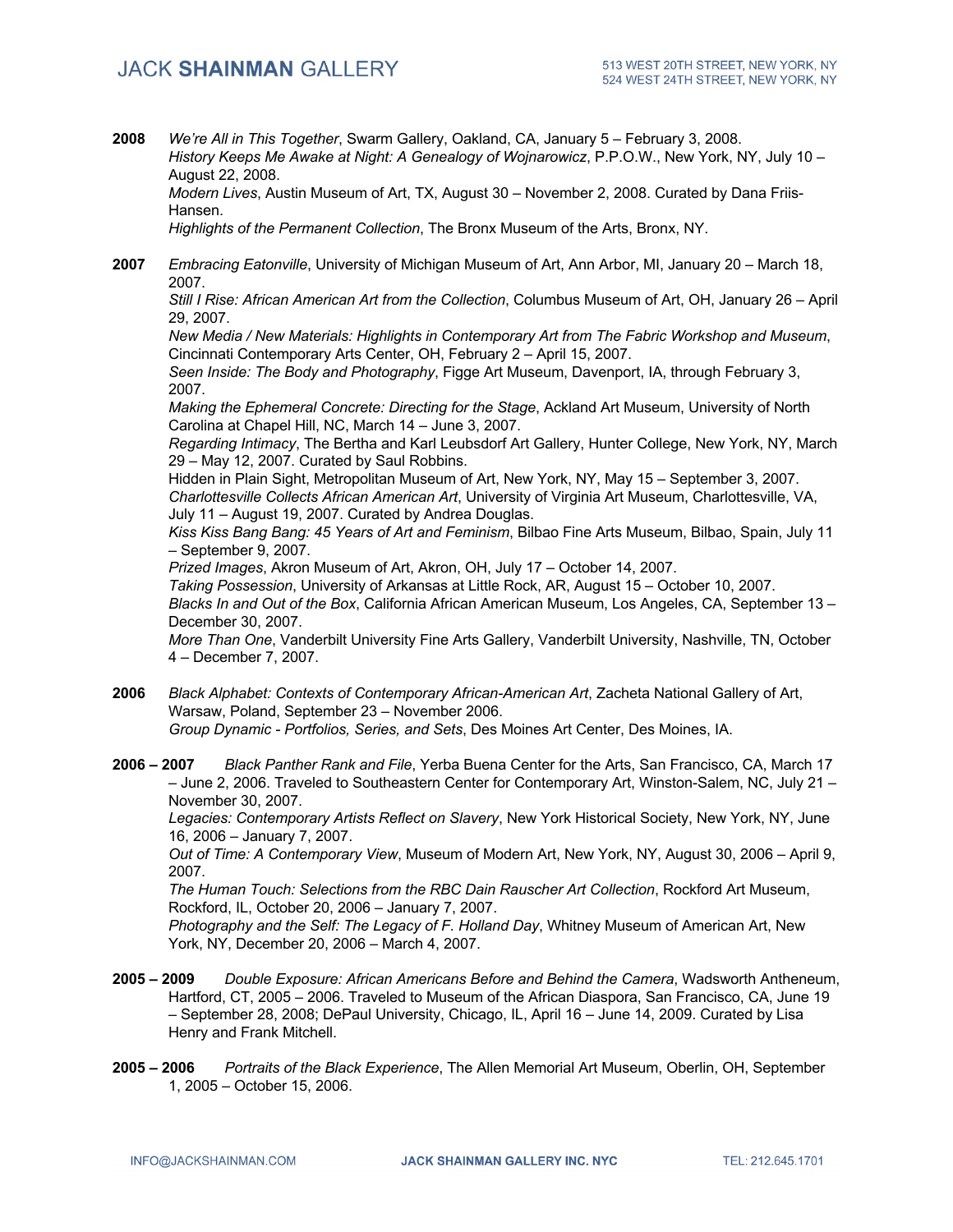**2008** *We're All in This Together*, Swarm Gallery, Oakland, CA, January 5 – February 3, 2008.
*History Keeps Me Awake at Night: A Genealogy of Wojnarowicz*, P.P.O.W., New York, NY, July 10 – August 22, 2008.
*Modern Lives*, Austin Museum of Art, TX, August 30 – November 2, 2008. Curated by Dana Friis-Hansen.
*Highlights of the Permanent Collection*, The Bronx Museum of the Arts, Bronx, NY.

**2007** *Embracing Eatonville*, University of Michigan Museum of Art, Ann Arbor, MI, January 20 – March 18, 2007.
*Still I Rise: African American Art from the Collection*, Columbus Museum of Art, OH, January 26 – April 29, 2007.
*New Media / New Materials: Highlights in Contemporary Art from The Fabric Workshop and Museum*, Cincinnati Contemporary Arts Center, OH, February 2 – April 15, 2007.
*Seen Inside: The Body and Photography*, Figge Art Museum, Davenport, IA, through February 3, 2007.
*Making the Ephemeral Concrete: Directing for the Stage*, Ackland Art Museum, University of North Carolina at Chapel Hill, NC, March 14 – June 3, 2007.
*Regarding Intimacy*, The Bertha and Karl Leubsdorf Art Gallery, Hunter College, New York, NY, March 29 – May 12, 2007. Curated by Saul Robbins.
Hidden in Plain Sight, Metropolitan Museum of Art, New York, NY, May 15 – September 3, 2007.
*Charlottesville Collects African American Art*, University of Virginia Art Museum, Charlottesville, VA, July 11 – August 19, 2007. Curated by Andrea Douglas.
*Kiss Kiss Bang Bang: 45 Years of Art and Feminism*, Bilbao Fine Arts Museum, Bilbao, Spain, July 11 – September 9, 2007.
*Prized Images*, Akron Museum of Art, Akron, OH, July 17 – October 14, 2007.
*Taking Possession*, University of Arkansas at Little Rock, AR, August 15 – October 10, 2007.
*Blacks In and Out of the Box*, California African American Museum, Los Angeles, CA, September 13 – December 30, 2007.
*More Than One*, Vanderbilt University Fine Arts Gallery, Vanderbilt University, Nashville, TN, October 4 – December 7, 2007.

**2006** *Black Alphabet: Contexts of Contemporary African-American Art*, Zacheta National Gallery of Art, Warsaw, Poland, September 23 – November 2006.
*Group Dynamic - Portfolios, Series, and Sets*, Des Moines Art Center, Des Moines, IA.

**2006 – 2007** *Black Panther Rank and File*, Yerba Buena Center for the Arts, San Francisco, CA, March 17 – June 2, 2006. Traveled to Southeastern Center for Contemporary Art, Winston-Salem, NC, July 21 – November 30, 2007.
*Legacies: Contemporary Artists Reflect on Slavery*, New York Historical Society, New York, NY, June 16, 2006 – January 7, 2007.
*Out of Time: A Contemporary View*, Museum of Modern Art, New York, NY, August 30, 2006 – April 9, 2007.
*The Human Touch: Selections from the RBC Dain Rauscher Art Collection*, Rockford Art Museum, Rockford, IL, October 20, 2006 – January 7, 2007.
*Photography and the Self: The Legacy of F. Holland Day*, Whitney Museum of American Art, New York, NY, December 20, 2006 – March 4, 2007.

**2005 – 2009** *Double Exposure: African Americans Before and Behind the Camera*, Wadsworth Antheneum, Hartford, CT, 2005 – 2006. Traveled to Museum of the African Diaspora, San Francisco, CA, June 19 – September 28, 2008; DePaul University, Chicago, IL, April 16 – June 14, 2009. Curated by Lisa Henry and Frank Mitchell.

**2005 – 2006** *Portraits of the Black Experience*, The Allen Memorial Art Museum, Oberlin, OH, September 1, 2005 – October 15, 2006.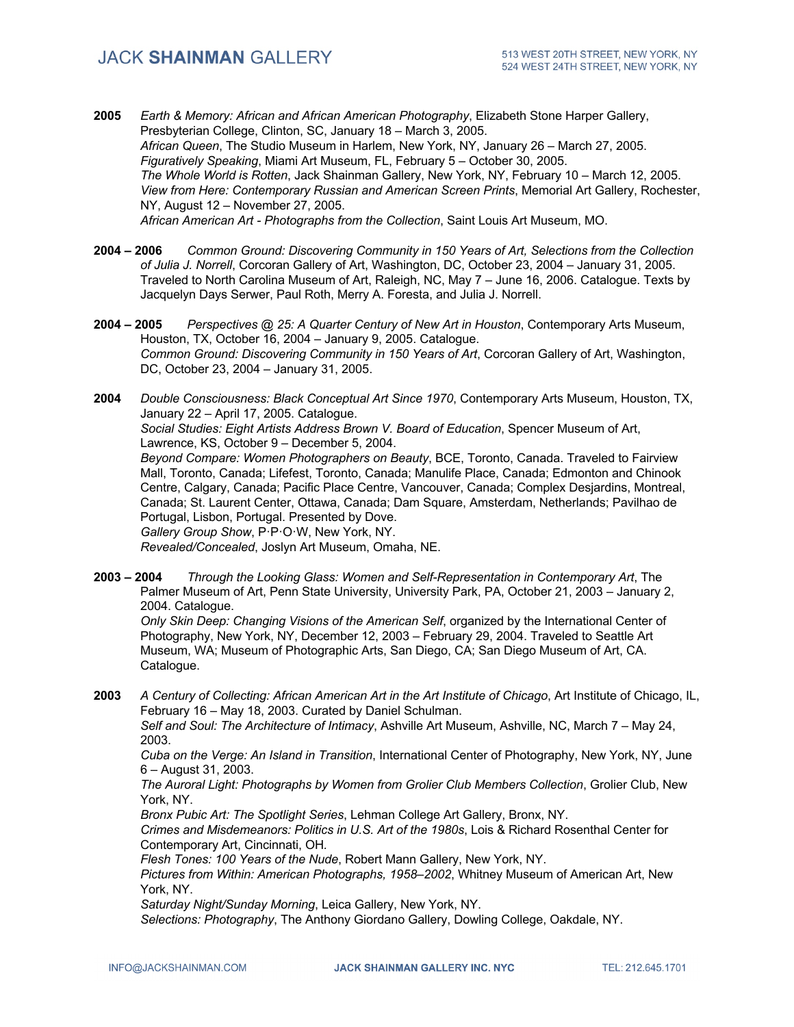**2005** *Earth & Memory: African and African American Photography*, Elizabeth Stone Harper Gallery, Presbyterian College, Clinton, SC, January 18 – March 3, 2005.
*African Queen*, The Studio Museum in Harlem, New York, NY, January 26 – March 27, 2005.
*Figuratively Speaking*, Miami Art Museum, FL, February 5 – October 30, 2005.
*The Whole World is Rotten*, Jack Shainman Gallery, New York, NY, February 10 – March 12, 2005.
*View from Here: Contemporary Russian and American Screen Prints*, Memorial Art Gallery, Rochester, NY, August 12 – November 27, 2005.
*African American Art - Photographs from the Collection*, Saint Louis Art Museum, MO.

**2004 – 2006** *Common Ground: Discovering Community in 150 Years of Art, Selections from the Collection of Julia J. Norrell*, Corcoran Gallery of Art, Washington, DC, October 23, 2004 – January 31, 2005. Traveled to North Carolina Museum of Art, Raleigh, NC, May 7 – June 16, 2006. Catalogue. Texts by Jacquelyn Days Serwer, Paul Roth, Merry A. Foresta, and Julia J. Norrell.

**2004 – 2005** *Perspectives @ 25: A Quarter Century of New Art in Houston*, Contemporary Arts Museum, Houston, TX, October 16, 2004 – January 9, 2005. Catalogue.
*Common Ground: Discovering Community in 150 Years of Art*, Corcoran Gallery of Art, Washington, DC, October 23, 2004 – January 31, 2005.

**2004** *Double Consciousness: Black Conceptual Art Since 1970*, Contemporary Arts Museum, Houston, TX, January 22 – April 17, 2005. Catalogue.
*Social Studies: Eight Artists Address Brown V. Board of Education*, Spencer Museum of Art, Lawrence, KS, October 9 – December 5, 2004.
*Beyond Compare: Women Photographers on Beauty*, BCE, Toronto, Canada. Traveled to Fairview Mall, Toronto, Canada; Lifefest, Toronto, Canada; Manulife Place, Canada; Edmonton and Chinook Centre, Calgary, Canada; Pacific Place Centre, Vancouver, Canada; Complex Desjardins, Montreal, Canada; St. Laurent Center, Ottawa, Canada; Dam Square, Amsterdam, Netherlands; Pavilhao de Portugal, Lisbon, Portugal. Presented by Dove.
*Gallery Group Show*, P·P·O·W, New York, NY.
*Revealed/Concealed*, Joslyn Art Museum, Omaha, NE.

**2003 – 2004** *Through the Looking Glass: Women and Self-Representation in Contemporary Art*, The Palmer Museum of Art, Penn State University, University Park, PA, October 21, 2003 – January 2, 2004. Catalogue.
*Only Skin Deep: Changing Visions of the American Self*, organized by the International Center of Photography, New York, NY, December 12, 2003 – February 29, 2004. Traveled to Seattle Art Museum, WA; Museum of Photographic Arts, San Diego, CA; San Diego Museum of Art, CA. Catalogue.

**2003** *A Century of Collecting: African American Art in the Art Institute of Chicago*, Art Institute of Chicago, IL, February 16 – May 18, 2003. Curated by Daniel Schulman.
*Self and Soul: The Architecture of Intimacy*, Ashville Art Museum, Ashville, NC, March 7 – May 24, 2003.
*Cuba on the Verge: An Island in Transition*, International Center of Photography, New York, NY, June 6 – August 31, 2003.
*The Auroral Light: Photographs by Women from Grolier Club Members Collection*, Grolier Club, New York, NY.
*Bronx Pubic Art: The Spotlight Series*, Lehman College Art Gallery, Bronx, NY.
*Crimes and Misdemeanors: Politics in U.S. Art of the 1980s*, Lois & Richard Rosenthal Center for Contemporary Art, Cincinnati, OH.
*Flesh Tones: 100 Years of the Nude*, Robert Mann Gallery, New York, NY.
*Pictures from Within: American Photographs, 1958–2002*, Whitney Museum of American Art, New York, NY.
*Saturday Night/Sunday Morning*, Leica Gallery, New York, NY.
*Selections: Photography*, The Anthony Giordano Gallery, Dowling College, Oakdale, NY.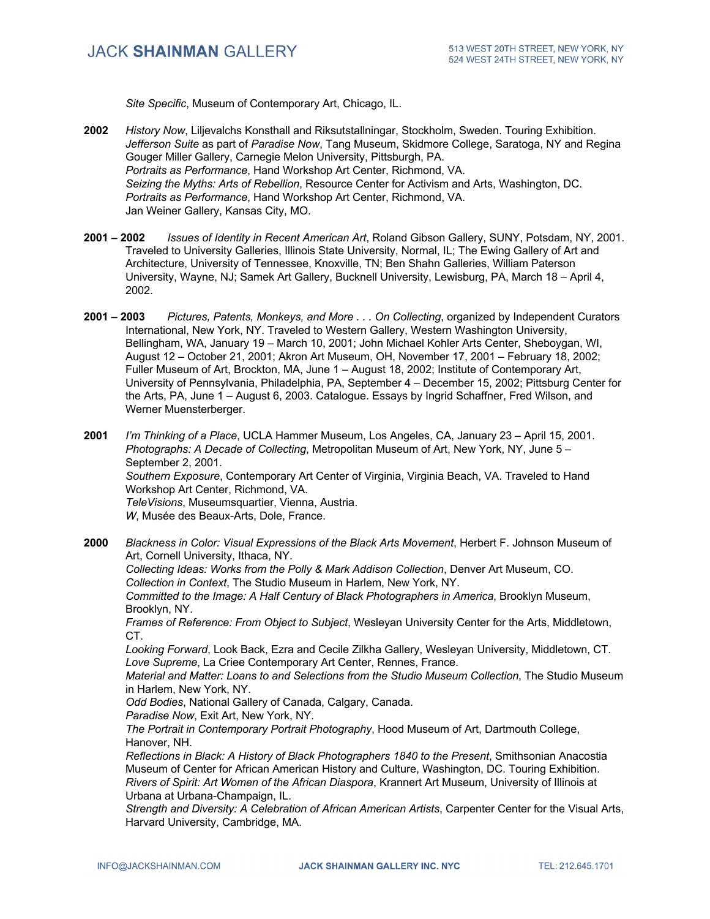*Site Specific*, Museum of Contemporary Art, Chicago, IL.

**2002** *History Now*, Liljevalchs Konsthall and Riksutstallningar, Stockholm, Sweden. Touring Exhibition.
*Jefferson Suite* as part of *Paradise Now*, Tang Museum, Skidmore College, Saratoga, NY and Regina Gouger Miller Gallery, Carnegie Melon University, Pittsburgh, PA.
*Portraits as Performance*, Hand Workshop Art Center, Richmond, VA.
*Seizing the Myths: Arts of Rebellion*, Resource Center for Activism and Arts, Washington, DC.
*Portraits as Performance*, Hand Workshop Art Center, Richmond, VA.
Jan Weiner Gallery, Kansas City, MO.

**2001 – 2002** *Issues of Identity in Recent American Art*, Roland Gibson Gallery, SUNY, Potsdam, NY, 2001. Traveled to University Galleries, Illinois State University, Normal, IL; The Ewing Gallery of Art and Architecture, University of Tennessee, Knoxville, TN; Ben Shahn Galleries, William Paterson University, Wayne, NJ; Samek Art Gallery, Bucknell University, Lewisburg, PA, March 18 – April 4, 2002.

**2001 – 2003** *Pictures, Patents, Monkeys, and More . . . On Collecting*, organized by Independent Curators International, New York, NY. Traveled to Western Gallery, Western Washington University, Bellingham, WA, January 19 – March 10, 2001; John Michael Kohler Arts Center, Sheboygan, WI, August 12 – October 21, 2001; Akron Art Museum, OH, November 17, 2001 – February 18, 2002; Fuller Museum of Art, Brockton, MA, June 1 – August 18, 2002; Institute of Contemporary Art, University of Pennsylvania, Philadelphia, PA, September 4 – December 15, 2002; Pittsburg Center for the Arts, PA, June 1 – August 6, 2003. Catalogue. Essays by Ingrid Schaffner, Fred Wilson, and Werner Muensterberger.

**2001** *I'm Thinking of a Place*, UCLA Hammer Museum, Los Angeles, CA, January 23 – April 15, 2001.
*Photographs: A Decade of Collecting*, Metropolitan Museum of Art, New York, NY, June 5 – September 2, 2001.
*Southern Exposure*, Contemporary Art Center of Virginia, Virginia Beach, VA. Traveled to Hand Workshop Art Center, Richmond, VA.
*TeleVisions*, Museumsquartier, Vienna, Austria.
*W*, Musée des Beaux-Arts, Dole, France.

**2000** *Blackness in Color: Visual Expressions of the Black Arts Movement*, Herbert F. Johnson Museum of Art, Cornell University, Ithaca, NY.
*Collecting Ideas: Works from the Polly & Mark Addison Collection*, Denver Art Museum, CO.
*Collection in Context*, The Studio Museum in Harlem, New York, NY.
*Committed to the Image: A Half Century of Black Photographers in America*, Brooklyn Museum, Brooklyn, NY.
*Frames of Reference: From Object to Subject*, Wesleyan University Center for the Arts, Middletown, CT.
*Looking Forward*, Look Back, Ezra and Cecile Zilkha Gallery, Wesleyan University, Middletown, CT.
*Love Supreme*, La Criee Contemporary Art Center, Rennes, France.
*Material and Matter: Loans to and Selections from the Studio Museum Collection*, The Studio Museum in Harlem, New York, NY.
*Odd Bodies*, National Gallery of Canada, Calgary, Canada.
*Paradise Now*, Exit Art, New York, NY.
*The Portrait in Contemporary Portrait Photography*, Hood Museum of Art, Dartmouth College, Hanover, NH.
*Reflections in Black: A History of Black Photographers 1840 to the Present*, Smithsonian Anacostia Museum of Center for African American History and Culture, Washington, DC. Touring Exhibition.
*Rivers of Spirit: Art Women of the African Diaspora*, Krannert Art Museum, University of Illinois at Urbana at Urbana-Champaign, IL.
*Strength and Diversity: A Celebration of African American Artists*, Carpenter Center for the Visual Arts, Harvard University, Cambridge, MA.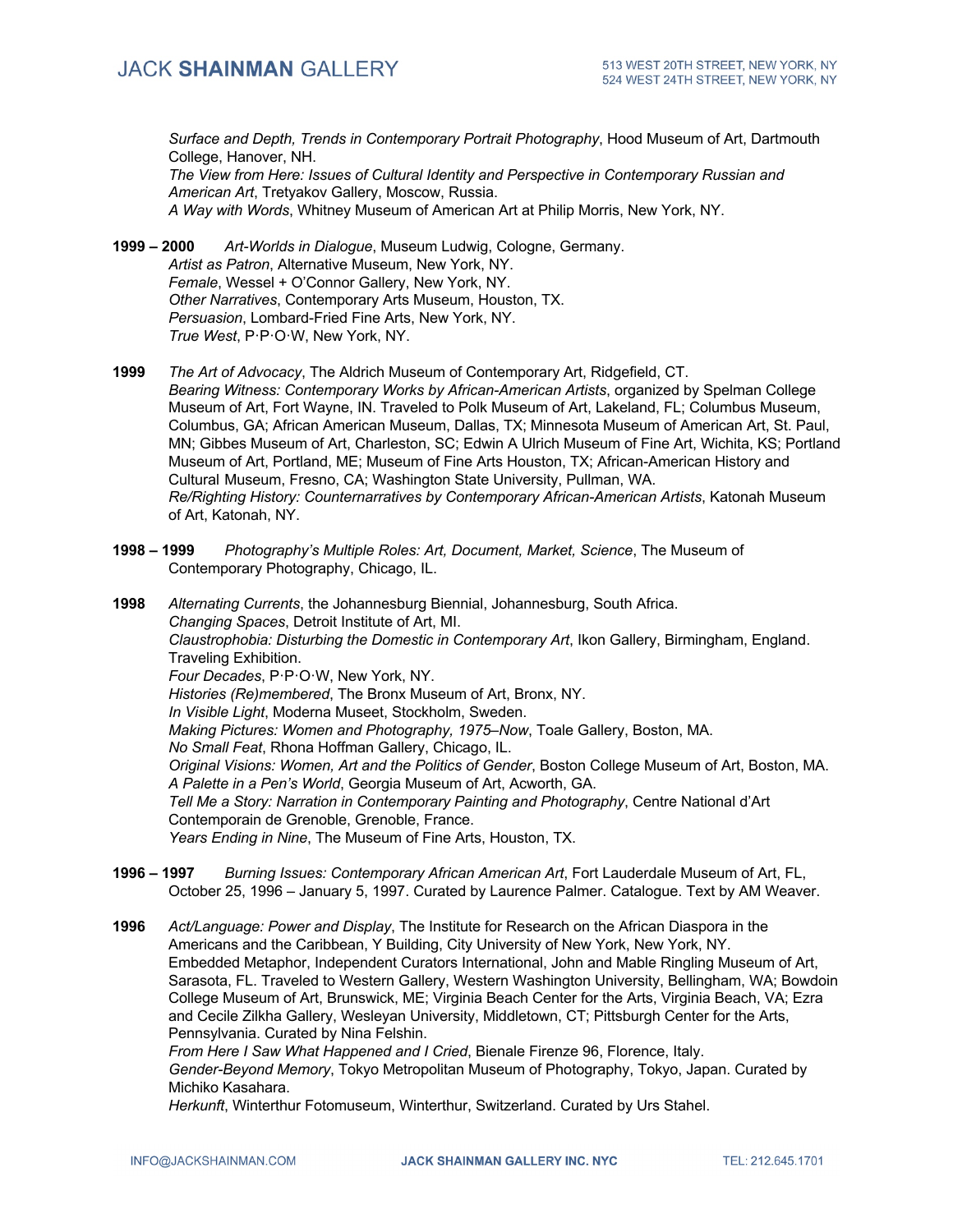*Surface and Depth, Trends in Contemporary Portrait Photography*, Hood Museum of Art, Dartmouth College, Hanover, NH.
*The View from Here: Issues of Cultural Identity and Perspective in Contemporary Russian and American Art*, Tretyakov Gallery, Moscow, Russia.
*A Way with Words*, Whitney Museum of American Art at Philip Morris, New York, NY.

**1999 – 2000** *Art-Worlds in Dialogue*, Museum Ludwig, Cologne, Germany.
*Artist as Patron*, Alternative Museum, New York, NY.
*Female*, Wessel + O'Connor Gallery, New York, NY.
*Other Narratives*, Contemporary Arts Museum, Houston, TX.
*Persuasion*, Lombard-Fried Fine Arts, New York, NY.
*True West*, P·P·O·W, New York, NY.

**1999** *The Art of Advocacy*, The Aldrich Museum of Contemporary Art, Ridgefield, CT.
*Bearing Witness: Contemporary Works by African-American Artists*, organized by Spelman College Museum of Art, Fort Wayne, IN. Traveled to Polk Museum of Art, Lakeland, FL; Columbus Museum, Columbus, GA; African American Museum, Dallas, TX; Minnesota Museum of American Art, St. Paul, MN; Gibbes Museum of Art, Charleston, SC; Edwin A Ulrich Museum of Fine Art, Wichita, KS; Portland Museum of Art, Portland, ME; Museum of Fine Arts Houston, TX; African-American History and Cultural Museum, Fresno, CA; Washington State University, Pullman, WA.
*Re/Righting History: Counternarratives by Contemporary African-American Artists*, Katonah Museum of Art, Katonah, NY.

**1998 – 1999** *Photography's Multiple Roles: Art, Document, Market, Science*, The Museum of Contemporary Photography, Chicago, IL.

**1998** *Alternating Currents*, the Johannesburg Biennial, Johannesburg, South Africa.
*Changing Spaces*, Detroit Institute of Art, MI.
*Claustrophobia: Disturbing the Domestic in Contemporary Art*, Ikon Gallery, Birmingham, England. Traveling Exhibition.
*Four Decades*, P·P·O·W, New York, NY.
*Histories (Re)membered*, The Bronx Museum of Art, Bronx, NY.
*In Visible Light*, Moderna Museet, Stockholm, Sweden.
*Making Pictures: Women and Photography, 1975–Now*, Toale Gallery, Boston, MA.
*No Small Feat*, Rhona Hoffman Gallery, Chicago, IL.
*Original Visions: Women, Art and the Politics of Gender*, Boston College Museum of Art, Boston, MA.
*A Palette in a Pen's World*, Georgia Museum of Art, Acworth, GA.
*Tell Me a Story: Narration in Contemporary Painting and Photography*, Centre National d'Art Contemporain de Grenoble, Grenoble, France.
*Years Ending in Nine*, The Museum of Fine Arts, Houston, TX.

**1996 – 1997** *Burning Issues: Contemporary African American Art*, Fort Lauderdale Museum of Art, FL, October 25, 1996 – January 5, 1997. Curated by Laurence Palmer. Catalogue. Text by AM Weaver.

**1996** *Act/Language: Power and Display*, The Institute for Research on the African Diaspora in the Americans and the Caribbean, Y Building, City University of New York, New York, NY.
Embedded Metaphor, Independent Curators International, John and Mable Ringling Museum of Art, Sarasota, FL. Traveled to Western Gallery, Western Washington University, Bellingham, WA; Bowdoin College Museum of Art, Brunswick, ME; Virginia Beach Center for the Arts, Virginia Beach, VA; Ezra and Cecile Zilkha Gallery, Wesleyan University, Middletown, CT; Pittsburgh Center for the Arts, Pennsylvania. Curated by Nina Felshin.
*From Here I Saw What Happened and I Cried*, Bienale Firenze 96, Florence, Italy.
*Gender-Beyond Memory*, Tokyo Metropolitan Museum of Photography, Tokyo, Japan. Curated by Michiko Kasahara.
*Herkunft*, Winterthur Fotomuseum, Winterthur, Switzerland. Curated by Urs Stahel.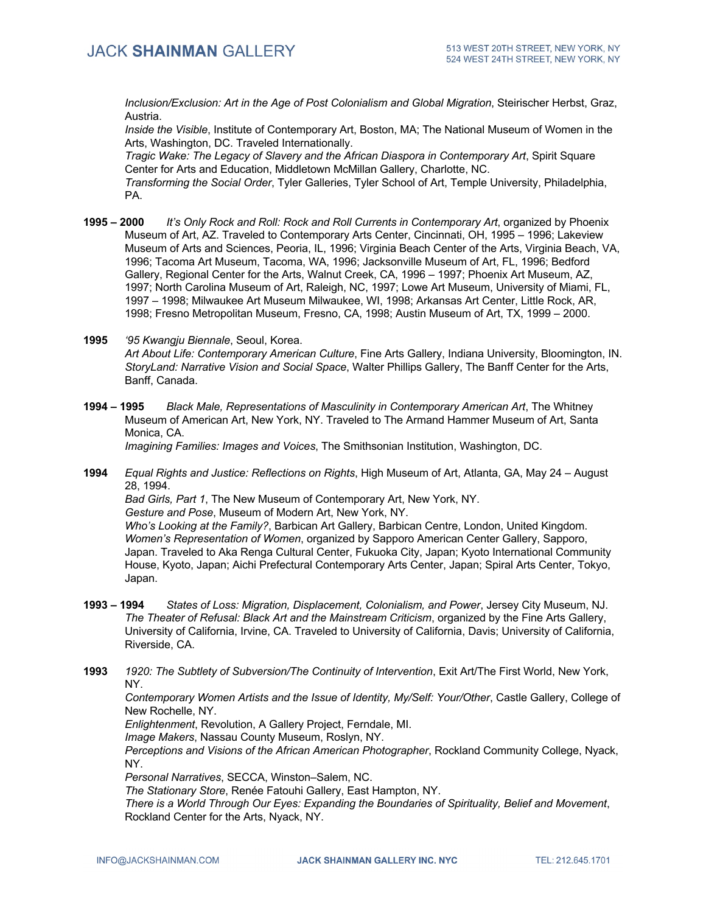*Inclusion/Exclusion: Art in the Age of Post Colonialism and Global Migration*, Steirischer Herbst, Graz, Austria.
*Inside the Visible*, Institute of Contemporary Art, Boston, MA; The National Museum of Women in the Arts, Washington, DC. Traveled Internationally.
*Tragic Wake: The Legacy of Slavery and the African Diaspora in Contemporary Art*, Spirit Square Center for Arts and Education, Middletown McMillan Gallery, Charlotte, NC.
*Transforming the Social Order*, Tyler Galleries, Tyler School of Art, Temple University, Philadelphia, PA.

**1995 – 2000** *It's Only Rock and Roll: Rock and Roll Currents in Contemporary Art*, organized by Phoenix Museum of Art, AZ. Traveled to Contemporary Arts Center, Cincinnati, OH, 1995 – 1996; Lakeview Museum of Arts and Sciences, Peoria, IL, 1996; Virginia Beach Center of the Arts, Virginia Beach, VA, 1996; Tacoma Art Museum, Tacoma, WA, 1996; Jacksonville Museum of Art, FL, 1996; Bedford Gallery, Regional Center for the Arts, Walnut Creek, CA, 1996 – 1997; Phoenix Art Museum, AZ, 1997; North Carolina Museum of Art, Raleigh, NC, 1997; Lowe Art Museum, University of Miami, FL, 1997 – 1998; Milwaukee Art Museum Milwaukee, WI, 1998; Arkansas Art Center, Little Rock, AR, 1998; Fresno Metropolitan Museum, Fresno, CA, 1998; Austin Museum of Art, TX, 1999 – 2000.

**1995** *'95 Kwangju Biennale*, Seoul, Korea.
*Art About Life: Contemporary American Culture*, Fine Arts Gallery, Indiana University, Bloomington, IN.
*StoryLand: Narrative Vision and Social Space*, Walter Phillips Gallery, The Banff Center for the Arts, Banff, Canada.

**1994 – 1995** *Black Male, Representations of Masculinity in Contemporary American Art*, The Whitney Museum of American Art, New York, NY. Traveled to The Armand Hammer Museum of Art, Santa Monica, CA.
*Imagining Families: Images and Voices*, The Smithsonian Institution, Washington, DC.

**1994** *Equal Rights and Justice: Reflections on Rights*, High Museum of Art, Atlanta, GA, May 24 – August 28, 1994.
*Bad Girls, Part 1*, The New Museum of Contemporary Art, New York, NY.
*Gesture and Pose*, Museum of Modern Art, New York, NY.
*Who's Looking at the Family?*, Barbican Art Gallery, Barbican Centre, London, United Kingdom.
*Women's Representation of Women*, organized by Sapporo American Center Gallery, Sapporo, Japan. Traveled to Aka Renga Cultural Center, Fukuoka City, Japan; Kyoto International Community House, Kyoto, Japan; Aichi Prefectural Contemporary Arts Center, Japan; Spiral Arts Center, Tokyo, Japan.

**1993 – 1994** *States of Loss: Migration, Displacement, Colonialism, and Power*, Jersey City Museum, NJ.
*The Theater of Refusal: Black Art and the Mainstream Criticism*, organized by the Fine Arts Gallery, University of California, Irvine, CA. Traveled to University of California, Davis; University of California, Riverside, CA.

**1993** *1920: The Subtlety of Subversion/The Continuity of Intervention*, Exit Art/The First World, New York, NY.
*Contemporary Women Artists and the Issue of Identity, My/Self: Your/Other*, Castle Gallery, College of New Rochelle, NY.
*Enlightenment*, Revolution, A Gallery Project, Ferndale, MI.
*Image Makers*, Nassau County Museum, Roslyn, NY.
*Perceptions and Visions of the African American Photographer*, Rockland Community College, Nyack, NY.
*Personal Narratives*, SECCA, Winston–Salem, NC.
*The Stationary Store*, Renée Fatouhi Gallery, East Hampton, NY.
*There is a World Through Our Eyes: Expanding the Boundaries of Spirituality, Belief and Movement*, Rockland Center for the Arts, Nyack, NY.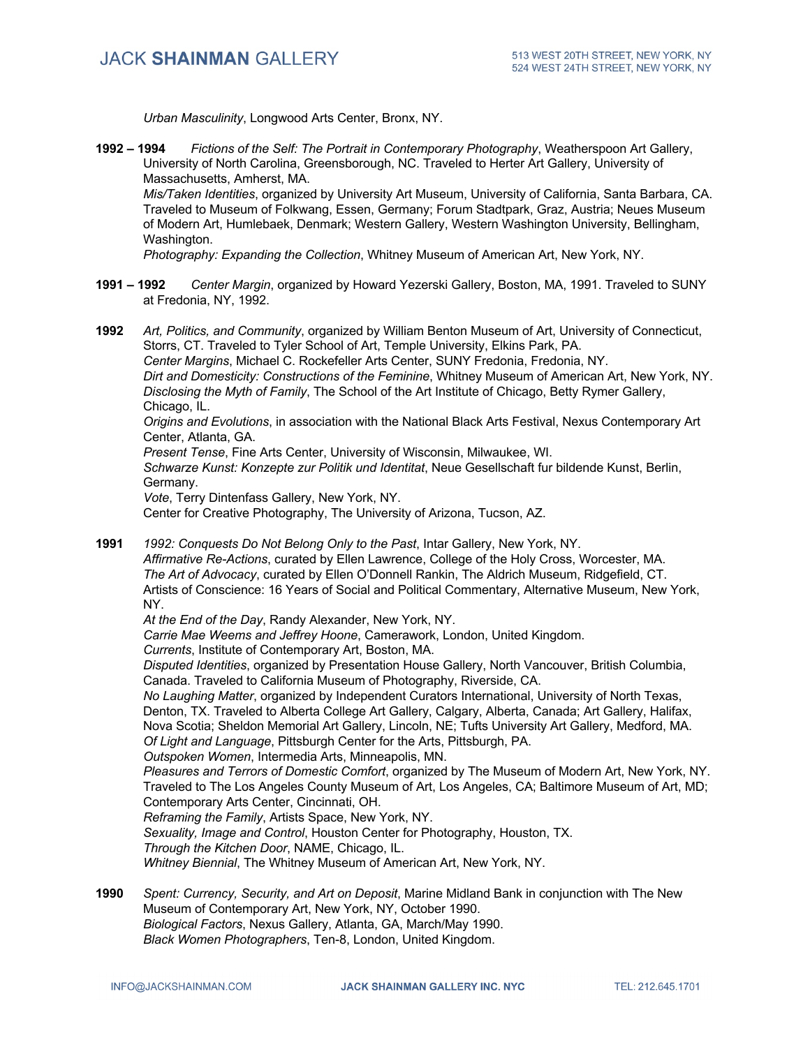*Urban Masculinity*, Longwood Arts Center, Bronx, NY.

**1992 – 1994** *Fictions of the Self: The Portrait in Contemporary Photography*, Weatherspoon Art Gallery, University of North Carolina, Greensborough, NC. Traveled to Herter Art Gallery, University of Massachusetts, Amherst, MA.
*Mis/Taken Identities*, organized by University Art Museum, University of California, Santa Barbara, CA. Traveled to Museum of Folkwang, Essen, Germany; Forum Stadtpark, Graz, Austria; Neues Museum of Modern Art, Humlebaek, Denmark; Western Gallery, Western Washington University, Bellingham, Washington.
*Photography: Expanding the Collection*, Whitney Museum of American Art, New York, NY.

**1991 – 1992** *Center Margin*, organized by Howard Yezerski Gallery, Boston, MA, 1991. Traveled to SUNY at Fredonia, NY, 1992.

**1992** *Art, Politics, and Community*, organized by William Benton Museum of Art, University of Connecticut, Storrs, CT. Traveled to Tyler School of Art, Temple University, Elkins Park, PA.
*Center Margins*, Michael C. Rockefeller Arts Center, SUNY Fredonia, Fredonia, NY.
*Dirt and Domesticity: Constructions of the Feminine*, Whitney Museum of American Art, New York, NY.
*Disclosing the Myth of Family*, The School of the Art Institute of Chicago, Betty Rymer Gallery, Chicago, IL.
*Origins and Evolutions*, in association with the National Black Arts Festival, Nexus Contemporary Art Center, Atlanta, GA.
*Present Tense*, Fine Arts Center, University of Wisconsin, Milwaukee, WI.
*Schwarze Kunst: Konzepte zur Politik und Identitat*, Neue Gesellschaft fur bildende Kunst, Berlin, Germany.
*Vote*, Terry Dintenfass Gallery, New York, NY.
Center for Creative Photography, The University of Arizona, Tucson, AZ.

**1991** *1992: Conquests Do Not Belong Only to the Past*, Intar Gallery, New York, NY.
*Affirmative Re-Actions*, curated by Ellen Lawrence, College of the Holy Cross, Worcester, MA.
*The Art of Advocacy*, curated by Ellen O'Donnell Rankin, The Aldrich Museum, Ridgefield, CT.
Artists of Conscience: 16 Years of Social and Political Commentary, Alternative Museum, New York, NY.
*At the End of the Day*, Randy Alexander, New York, NY.
*Carrie Mae Weems and Jeffrey Hoone*, Camerawork, London, United Kingdom.
*Currents*, Institute of Contemporary Art, Boston, MA.
*Disputed Identities*, organized by Presentation House Gallery, North Vancouver, British Columbia, Canada. Traveled to California Museum of Photography, Riverside, CA.
*No Laughing Matter*, organized by Independent Curators International, University of North Texas, Denton, TX. Traveled to Alberta College Art Gallery, Calgary, Alberta, Canada; Art Gallery, Halifax, Nova Scotia; Sheldon Memorial Art Gallery, Lincoln, NE; Tufts University Art Gallery, Medford, MA.
*Of Light and Language*, Pittsburgh Center for the Arts, Pittsburgh, PA.
*Outspoken Women*, Intermedia Arts, Minneapolis, MN.
*Pleasures and Terrors of Domestic Comfort*, organized by The Museum of Modern Art, New York, NY. Traveled to The Los Angeles County Museum of Art, Los Angeles, CA; Baltimore Museum of Art, MD; Contemporary Arts Center, Cincinnati, OH.
*Reframing the Family*, Artists Space, New York, NY.
*Sexuality, Image and Control*, Houston Center for Photography, Houston, TX.
*Through the Kitchen Door*, NAME, Chicago, IL.
*Whitney Biennial*, The Whitney Museum of American Art, New York, NY.

**1990** *Spent: Currency, Security, and Art on Deposit*, Marine Midland Bank in conjunction with The New Museum of Contemporary Art, New York, NY, October 1990.
*Biological Factors*, Nexus Gallery, Atlanta, GA, March/May 1990.
*Black Women Photographers*, Ten-8, London, United Kingdom.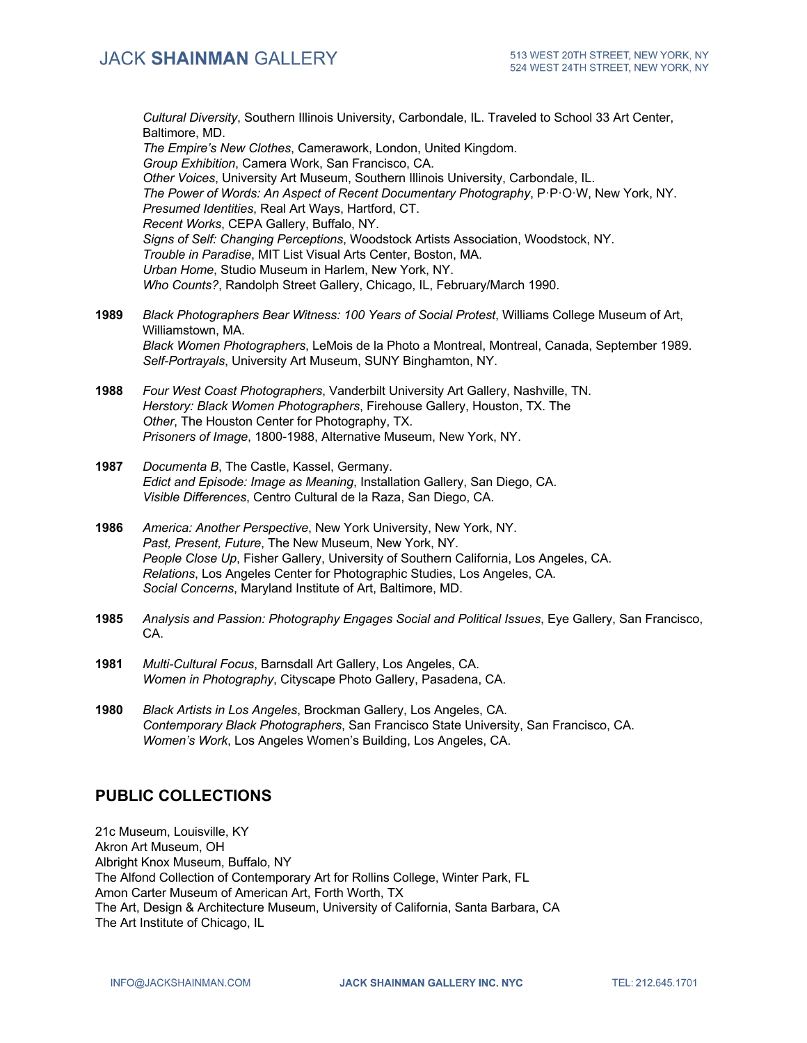*Cultural Diversity*, Southern Illinois University, Carbondale, IL. Traveled to School 33 Art Center, Baltimore, MD.
*The Empire's New Clothes*, Camerawork, London, United Kingdom.
*Group Exhibition*, Camera Work, San Francisco, CA.
*Other Voices*, University Art Museum, Southern Illinois University, Carbondale, IL.
*The Power of Words: An Aspect of Recent Documentary Photography*, P·P·O·W, New York, NY.
*Presumed Identities*, Real Art Ways, Hartford, CT.
*Recent Works*, CEPA Gallery, Buffalo, NY.
*Signs of Self: Changing Perceptions*, Woodstock Artists Association, Woodstock, NY.
*Trouble in Paradise*, MIT List Visual Arts Center, Boston, MA.
*Urban Home*, Studio Museum in Harlem, New York, NY.
*Who Counts?*, Randolph Street Gallery, Chicago, IL, February/March 1990.

**1989** *Black Photographers Bear Witness: 100 Years of Social Protest*, Williams College Museum of Art, Williamstown, MA.
*Black Women Photographers*, LeMois de la Photo a Montreal, Montreal, Canada, September 1989.
*Self-Portrayals*, University Art Museum, SUNY Binghamton, NY.

**1988** *Four West Coast Photographers*, Vanderbilt University Art Gallery, Nashville, TN.
*Herstory: Black Women Photographers*, Firehouse Gallery, Houston, TX. The *Other*, The Houston Center for Photography, TX.
*Prisoners of Image*, 1800-1988, Alternative Museum, New York, NY.

**1987** *Documenta B*, The Castle, Kassel, Germany.
*Edict and Episode: Image as Meaning*, Installation Gallery, San Diego, CA.
*Visible Differences*, Centro Cultural de la Raza, San Diego, CA.

**1986** *America: Another Perspective*, New York University, New York, NY.
*Past, Present, Future*, The New Museum, New York, NY.
*People Close Up*, Fisher Gallery, University of Southern California, Los Angeles, CA.
*Relations*, Los Angeles Center for Photographic Studies, Los Angeles, CA.
*Social Concerns*, Maryland Institute of Art, Baltimore, MD.

**1985** *Analysis and Passion: Photography Engages Social and Political Issues*, Eye Gallery, San Francisco, CA.

**1981** *Multi-Cultural Focus*, Barnsdall Art Gallery, Los Angeles, CA.
*Women in Photography*, Cityscape Photo Gallery, Pasadena, CA.

**1980** *Black Artists in Los Angeles*, Brockman Gallery, Los Angeles, CA.
*Contemporary Black Photographers*, San Francisco State University, San Francisco, CA.
*Women's Work*, Los Angeles Women's Building, Los Angeles, CA.

## PUBLIC COLLECTIONS

21c Museum, Louisville, KY
Akron Art Museum, OH
Albright Knox Museum, Buffalo, NY
The Alfond Collection of Contemporary Art for Rollins College, Winter Park, FL
Amon Carter Museum of American Art, Forth Worth, TX
The Art, Design & Architecture Museum, University of California, Santa Barbara, CA
The Art Institute of Chicago, IL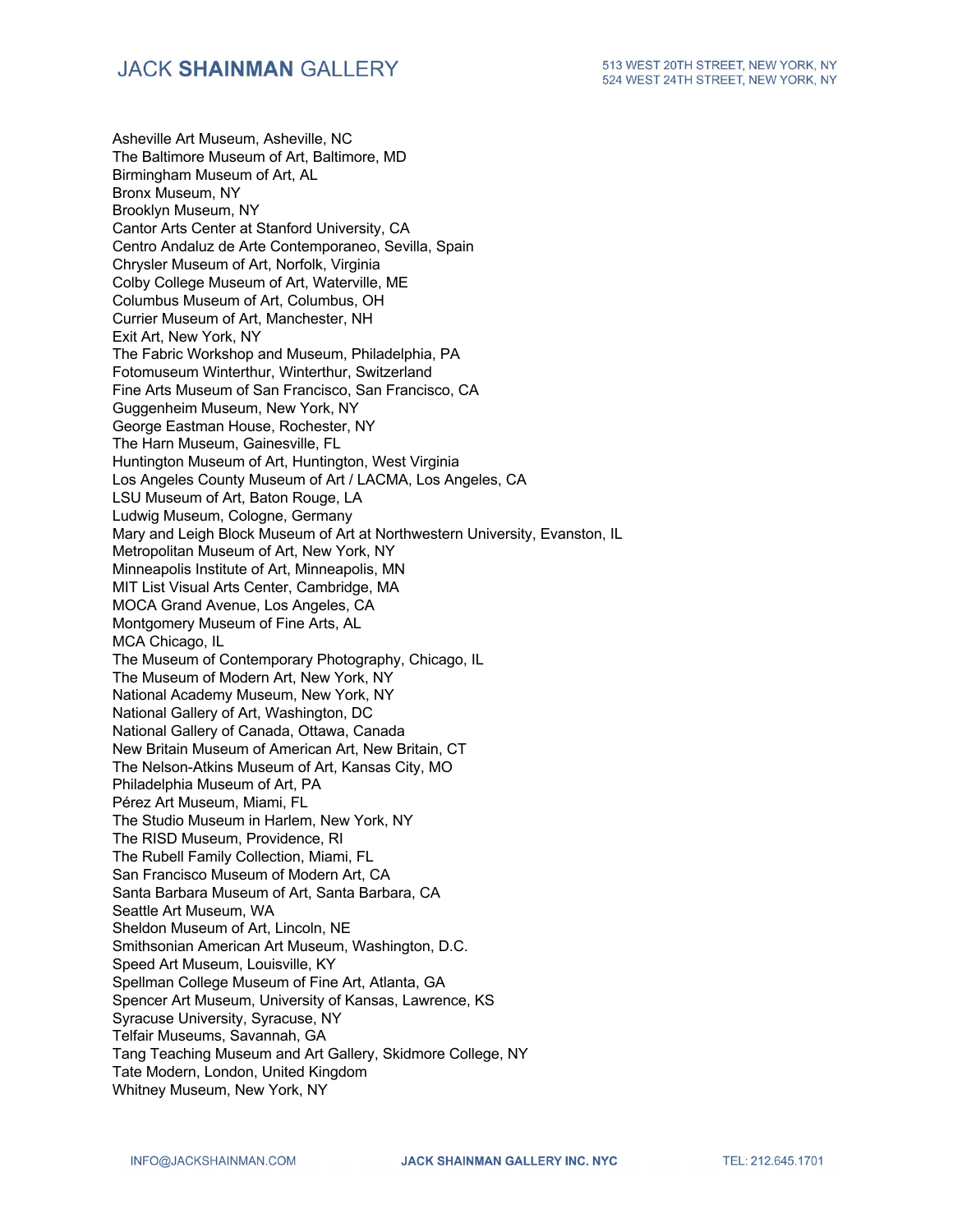Asheville Art Museum, Asheville, NC
The Baltimore Museum of Art, Baltimore, MD
Birmingham Museum of Art, AL
Bronx Museum, NY
Brooklyn Museum, NY
Cantor Arts Center at Stanford University, CA
Centro Andaluz de Arte Contemporaneo, Sevilla, Spain
Chrysler Museum of Art, Norfolk, Virginia
Colby College Museum of Art, Waterville, ME
Columbus Museum of Art, Columbus, OH
Currier Museum of Art, Manchester, NH
Exit Art, New York, NY
The Fabric Workshop and Museum, Philadelphia, PA
Fotomuseum Winterthur, Winterthur, Switzerland
Fine Arts Museum of San Francisco, San Francisco, CA
Guggenheim Museum, New York, NY
George Eastman House, Rochester, NY
The Harn Museum, Gainesville, FL
Huntington Museum of Art, Huntington, West Virginia
Los Angeles County Museum of Art / LACMA, Los Angeles, CA
LSU Museum of Art, Baton Rouge, LA
Ludwig Museum, Cologne, Germany
Mary and Leigh Block Museum of Art at Northwestern University, Evanston, IL
Metropolitan Museum of Art, New York, NY
Minneapolis Institute of Art, Minneapolis, MN
MIT List Visual Arts Center, Cambridge, MA
MOCA Grand Avenue, Los Angeles, CA
Montgomery Museum of Fine Arts, AL
MCA Chicago, IL
The Museum of Contemporary Photography, Chicago, IL
The Museum of Modern Art, New York, NY
National Academy Museum, New York, NY
National Gallery of Art, Washington, DC
National Gallery of Canada, Ottawa, Canada
New Britain Museum of American Art, New Britain, CT
The Nelson-Atkins Museum of Art, Kansas City, MO
Philadelphia Museum of Art, PA
Pérez Art Museum, Miami, FL
The Studio Museum in Harlem, New York, NY
The RISD Museum, Providence, RI
The Rubell Family Collection, Miami, FL
San Francisco Museum of Modern Art, CA
Santa Barbara Museum of Art, Santa Barbara, CA
Seattle Art Museum, WA
Sheldon Museum of Art, Lincoln, NE
Smithsonian American Art Museum, Washington, D.C.
Speed Art Museum, Louisville, KY
Spellman College Museum of Fine Art, Atlanta, GA
Spencer Art Museum, University of Kansas, Lawrence, KS
Syracuse University, Syracuse, NY
Telfair Museums, Savannah, GA
Tang Teaching Museum and Art Gallery, Skidmore College, NY
Tate Modern, London, United Kingdom
Whitney Museum, New York, NY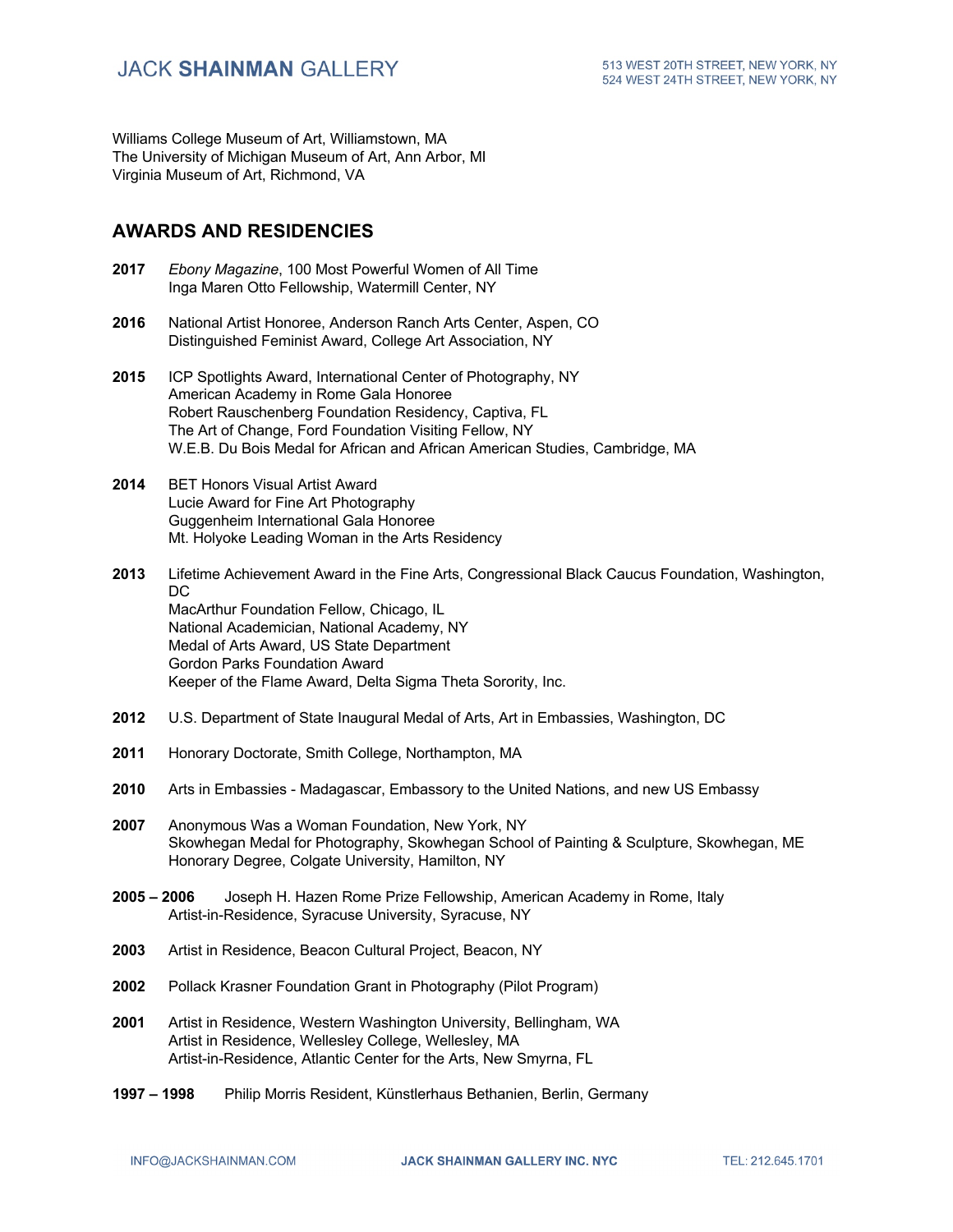Williams College Museum of Art, Williamstown, MA
The University of Michigan Museum of Art, Ann Arbor, MI
Virginia Museum of Art, Richmond, VA

## AWARDS AND RESIDENCIES

**2017** *Ebony Magazine*, 100 Most Powerful Women of All Time
Inga Maren Otto Fellowship, Watermill Center, NY

**2016** National Artist Honoree, Anderson Ranch Arts Center, Aspen, CO
Distinguished Feminist Award, College Art Association, NY

**2015** ICP Spotlights Award, International Center of Photography, NY
American Academy in Rome Gala Honoree
Robert Rauschenberg Foundation Residency, Captiva, FL
The Art of Change, Ford Foundation Visiting Fellow, NY
W.E.B. Du Bois Medal for African and African American Studies, Cambridge, MA

**2014** BET Honors Visual Artist Award
Lucie Award for Fine Art Photography
Guggenheim International Gala Honoree
Mt. Holyoke Leading Woman in the Arts Residency

**2013** Lifetime Achievement Award in the Fine Arts, Congressional Black Caucus Foundation, Washington, DC
MacArthur Foundation Fellow, Chicago, IL
National Academician, National Academy, NY
Medal of Arts Award, US State Department
Gordon Parks Foundation Award
Keeper of the Flame Award, Delta Sigma Theta Sorority, Inc.

**2012** U.S. Department of State Inaugural Medal of Arts, Art in Embassies, Washington, DC

**2011** Honorary Doctorate, Smith College, Northampton, MA

**2010** Arts in Embassies - Madagascar, Embassory to the United Nations, and new US Embassy

**2007** Anonymous Was a Woman Foundation, New York, NY
Skowhegan Medal for Photography, Skowhegan School of Painting & Sculpture, Skowhegan, ME
Honorary Degree, Colgate University, Hamilton, NY

**2005 – 2006** Joseph H. Hazen Rome Prize Fellowship, American Academy in Rome, Italy
Artist-in-Residence, Syracuse University, Syracuse, NY

**2003** Artist in Residence, Beacon Cultural Project, Beacon, NY

**2002** Pollack Krasner Foundation Grant in Photography (Pilot Program)

**2001** Artist in Residence, Western Washington University, Bellingham, WA
Artist in Residence, Wellesley College, Wellesley, MA
Artist-in-Residence, Atlantic Center for the Arts, New Smyrna, FL

**1997 – 1998** Philip Morris Resident, Künstlerhaus Bethanien, Berlin, Germany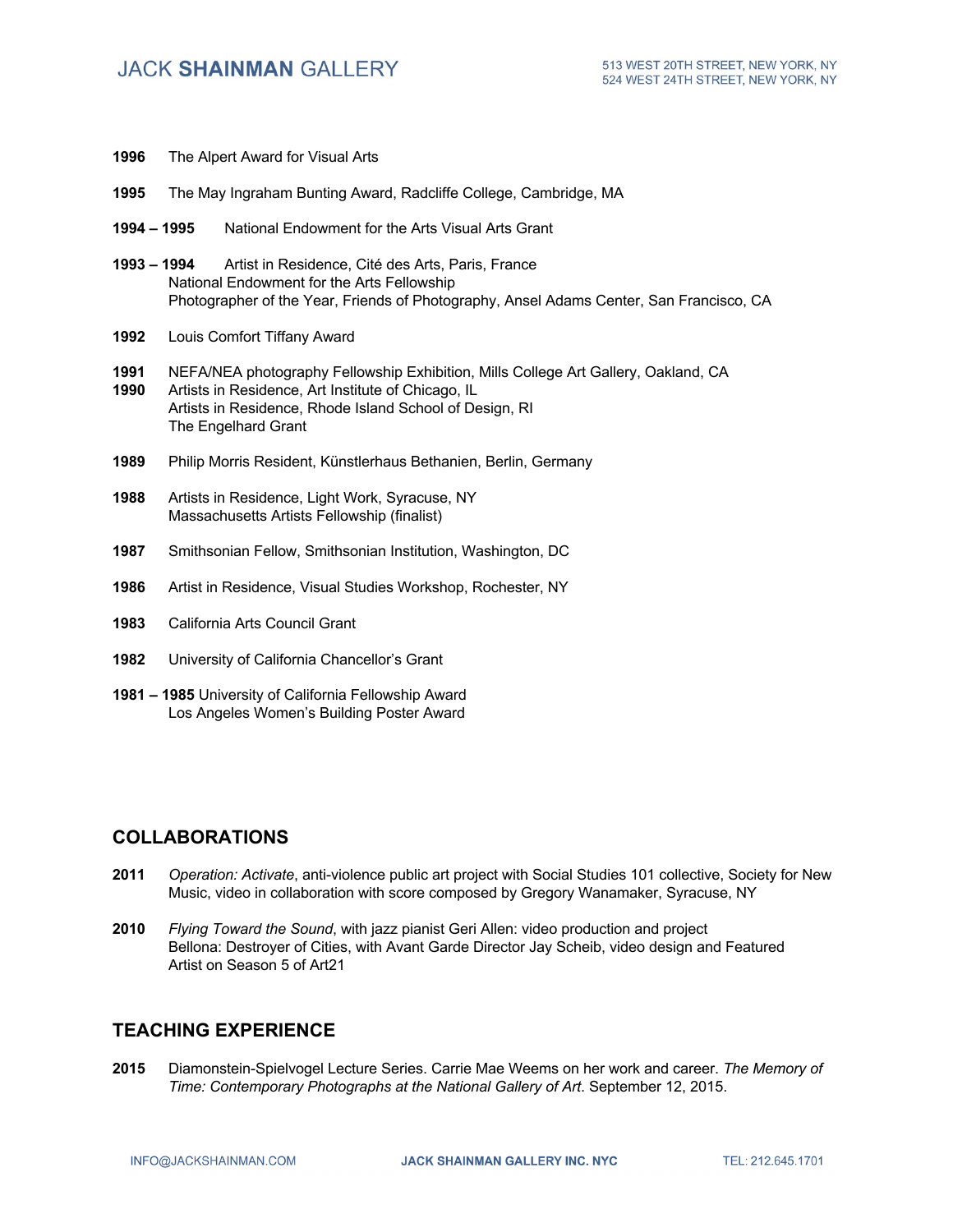**1996** The Alpert Award for Visual Arts

**1995** The May Ingraham Bunting Award, Radcliffe College, Cambridge, MA

**1994 – 1995** National Endowment for the Arts Visual Arts Grant

**1993 – 1994** Artist in Residence, Cité des Arts, Paris, France
National Endowment for the Arts Fellowship
Photographer of the Year, Friends of Photography, Ansel Adams Center, San Francisco, CA

**1992** Louis Comfort Tiffany Award

**1991** NEFA/NEA photography Fellowship Exhibition, Mills College Art Gallery, Oakland, CA

**1990** Artists in Residence, Art Institute of Chicago, IL
Artists in Residence, Rhode Island School of Design, RI
The Engelhard Grant

**1989** Philip Morris Resident, Künstlerhaus Bethanien, Berlin, Germany

**1988** Artists in Residence, Light Work, Syracuse, NY
Massachusetts Artists Fellowship (finalist)

**1987** Smithsonian Fellow, Smithsonian Institution, Washington, DC

**1986** Artist in Residence, Visual Studies Workshop, Rochester, NY

**1983** California Arts Council Grant

**1982** University of California Chancellor's Grant

**1981 – 1985** University of California Fellowship Award
Los Angeles Women's Building Poster Award

## COLLABORATIONS

**2011** *Operation: Activate*, anti-violence public art project with Social Studies 101 collective, Society for New Music, video in collaboration with score composed by Gregory Wanamaker, Syracuse, NY

**2010** *Flying Toward the Sound*, with jazz pianist Geri Allen: video production and project
Bellona: Destroyer of Cities, with Avant Garde Director Jay Scheib, video design and Featured Artist on Season 5 of Art21

## TEACHING EXPERIENCE

**2015** Diamonstein-Spielvogel Lecture Series. Carrie Mae Weems on her work and career. *The Memory of Time: Contemporary Photographs at the National Gallery of Art*. September 12, 2015.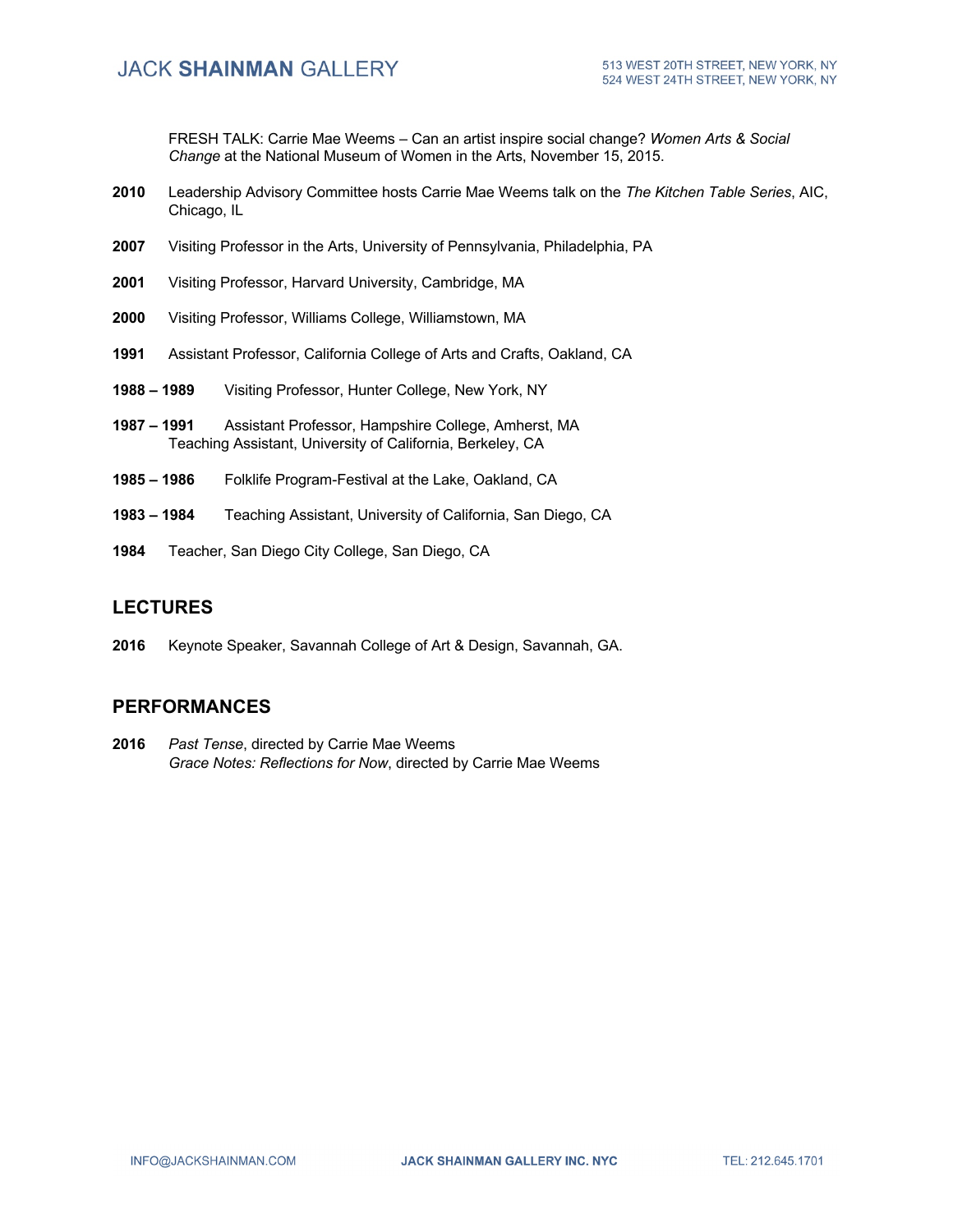FRESH TALK: Carrie Mae Weems – Can an artist inspire social change? *Women Arts & Social Change* at the National Museum of Women in the Arts, November 15, 2015.

**2010** Leadership Advisory Committee hosts Carrie Mae Weems talk on the *The Kitchen Table Series*, AIC, Chicago, IL

**2007** Visiting Professor in the Arts, University of Pennsylvania, Philadelphia, PA

**2001** Visiting Professor, Harvard University, Cambridge, MA

**2000** Visiting Professor, Williams College, Williamstown, MA

**1991** Assistant Professor, California College of Arts and Crafts, Oakland, CA

**1988 – 1989** Visiting Professor, Hunter College, New York, NY

**1987 – 1991** Assistant Professor, Hampshire College, Amherst, MA
Teaching Assistant, University of California, Berkeley, CA

**1985 – 1986** Folklife Program-Festival at the Lake, Oakland, CA

**1983 – 1984** Teaching Assistant, University of California, San Diego, CA

**1984** Teacher, San Diego City College, San Diego, CA

## LECTURES

**2016** Keynote Speaker, Savannah College of Art & Design, Savannah, GA.

## PERFORMANCES

**2016** *Past Tense*, directed by Carrie Mae Weems
*Grace Notes: Reflections for Now*, directed by Carrie Mae Weems